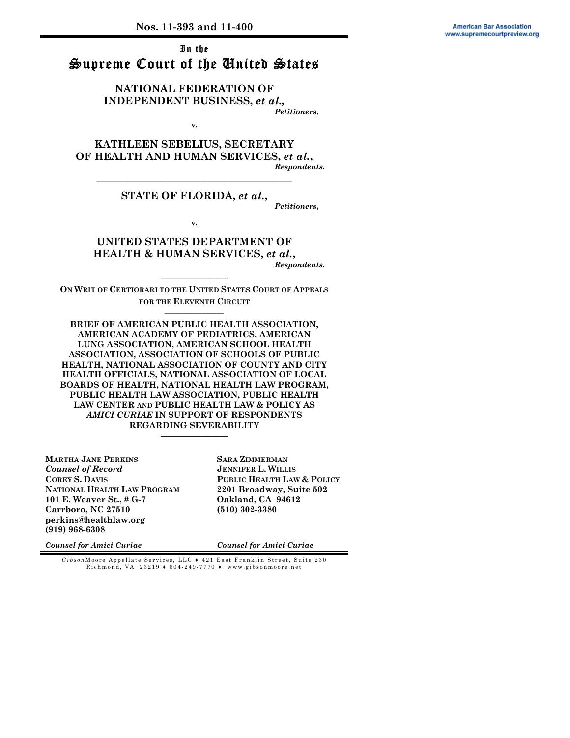Nos. 11-393 and 11-400

American Bar Association
www.supremecourtpreview.org

In the
# Supreme Court of the United States

**NATIONAL FEDERATION OF INDEPENDENT BUSINESS, *et al.*,**
*Petitioners,*

v.

**KATHLEEN SEBELIUS, SECRETARY OF HEALTH AND HUMAN SERVICES, *et al.*,**
*Respondents.*

---

**STATE OF FLORIDA, *et al.*,**
*Petitioners,*

v.

**UNITED STATES DEPARTMENT OF HEALTH & HUMAN SERVICES, *et al.*,**
*Respondents.*

---

**ON WRIT OF CERTIORARI TO THE UNITED STATES COURT OF APPEALS FOR THE ELEVENTH CIRCUIT**

---

**BRIEF OF AMERICAN PUBLIC HEALTH ASSOCIATION, AMERICAN ACADEMY OF PEDIATRICS, AMERICAN LUNG ASSOCIATION, AMERICAN SCHOOL HEALTH ASSOCIATION, ASSOCIATION OF SCHOOLS OF PUBLIC HEALTH, NATIONAL ASSOCIATION OF COUNTY AND CITY HEALTH OFFICIALS, NATIONAL ASSOCIATION OF LOCAL BOARDS OF HEALTH, NATIONAL HEALTH LAW PROGRAM, PUBLIC HEALTH LAW ASSOCIATION, PUBLIC HEALTH LAW CENTER AND PUBLIC HEALTH LAW & POLICY AS *AMICI CURIAE* IN SUPPORT OF RESPONDENTS REGARDING SEVERABILITY**

---

**MARTHA JANE PERKINS**
***Counsel of Record***
**COREY S. DAVIS**
**NATIONAL HEALTH LAW PROGRAM**
**101 E. Weaver St., # G-7**
**Carrboro, NC 27510**
**perkins@healthlaw.org**
**(919) 968-6308**

*Counsel for Amici Curiae*

**SARA ZIMMERMAN**
**JENNIFER L. WILLIS**
**PUBLIC HEALTH LAW & POLICY**
**2201 Broadway, Suite 502**
**Oakland, CA 94612**
**(510) 302-3380**

*Counsel for Amici Curiae*

*Gibson*Moore Appellate Services, LLC ♦ 421 East Franklin Street, Suite 230
Richmond, VA 23219 ♦ 804-249-7770 ♦ www.gibsonmoore.net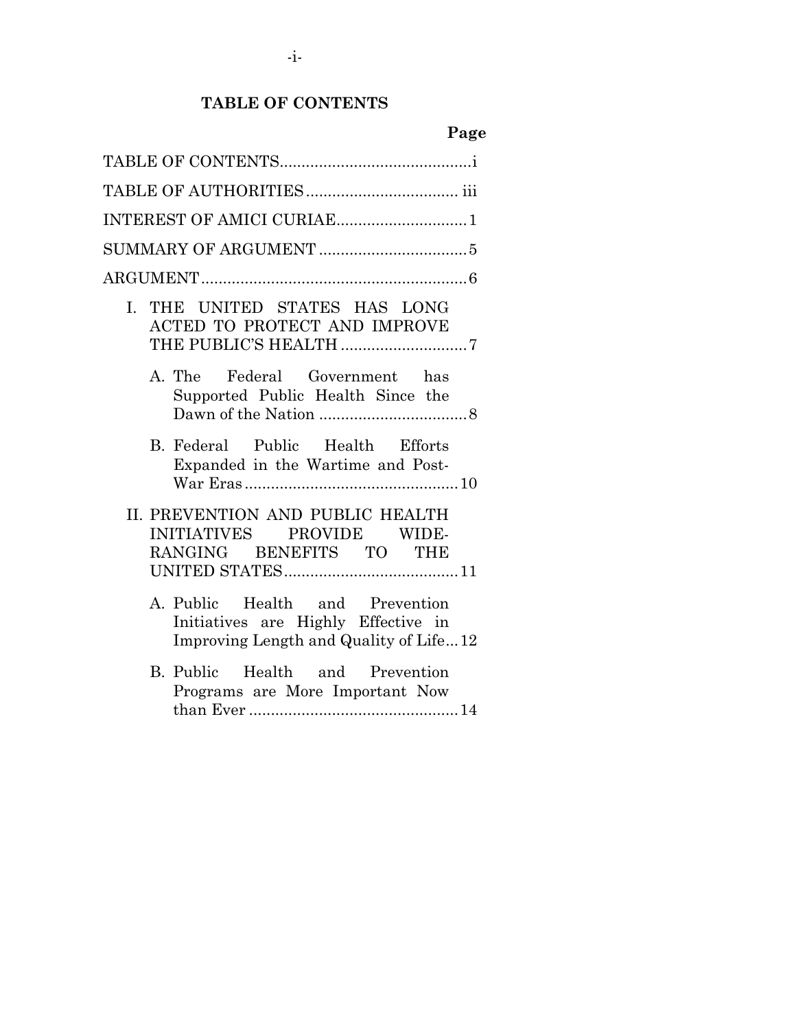## TABLE OF CONTENTS

| | Page |
|---|---|
| TABLE OF CONTENTS | i |
| TABLE OF AUTHORITIES | iii |
| INTEREST OF AMICI CURIAE | 1 |
| SUMMARY OF ARGUMENT | 5 |
| ARGUMENT | 6 |
| I. THE UNITED STATES HAS LONG ACTED TO PROTECT AND IMPROVE THE PUBLIC'S HEALTH | 7 |
| A. The Federal Government has Supported Public Health Since the Dawn of the Nation | 8 |
| B. Federal Public Health Efforts Expanded in the Wartime and Post-War Eras | 10 |
| II. PREVENTION AND PUBLIC HEALTH INITIATIVES PROVIDE WIDE-RANGING BENEFITS TO THE UNITED STATES | 11 |
| A. Public Health and Prevention Initiatives are Highly Effective in Improving Length and Quality of Life | 12 |
| B. Public Health and Prevention Programs are More Important Now than Ever | 14 |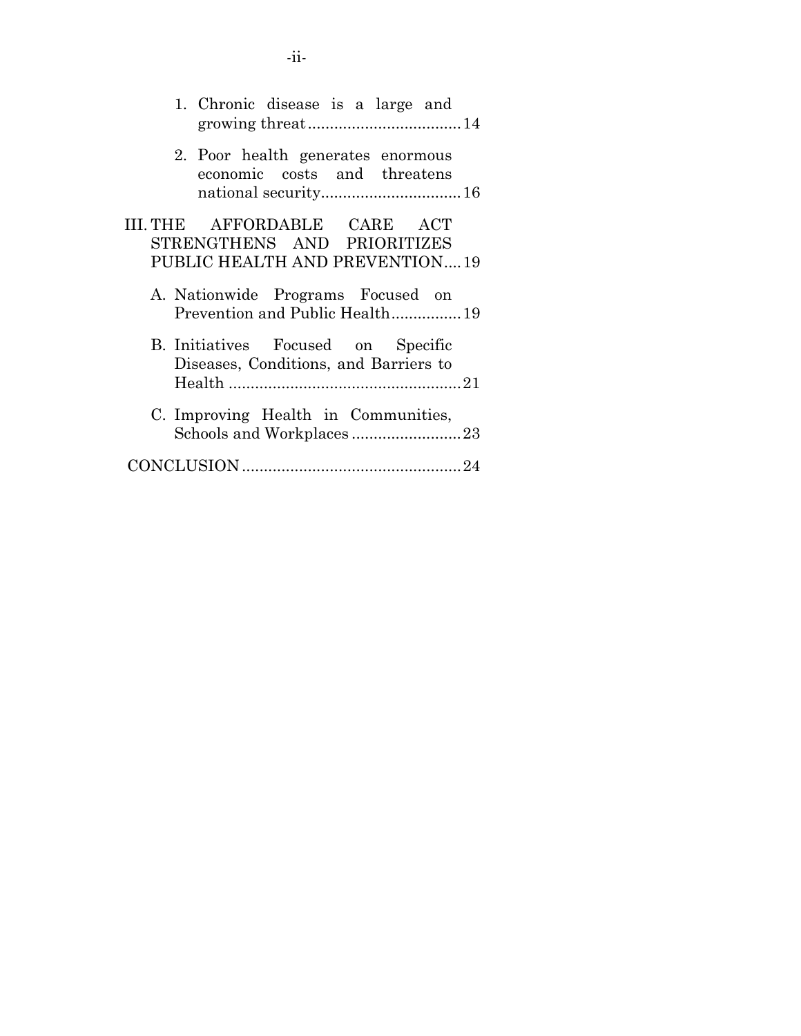1. Chronic disease is a large and growing threat ....................................14

2. Poor health generates enormous economic costs and threatens national security ................................16

III. THE AFFORDABLE CARE ACT STRENGTHENS AND PRIORITIZES PUBLIC HEALTH AND PREVENTION ....19

A. Nationwide Programs Focused on Prevention and Public Health ................19

B. Initiatives Focused on Specific Diseases, Conditions, and Barriers to Health ......................................................21

C. Improving Health in Communities, Schools and Workplaces .........................23

CONCLUSION ..................................................24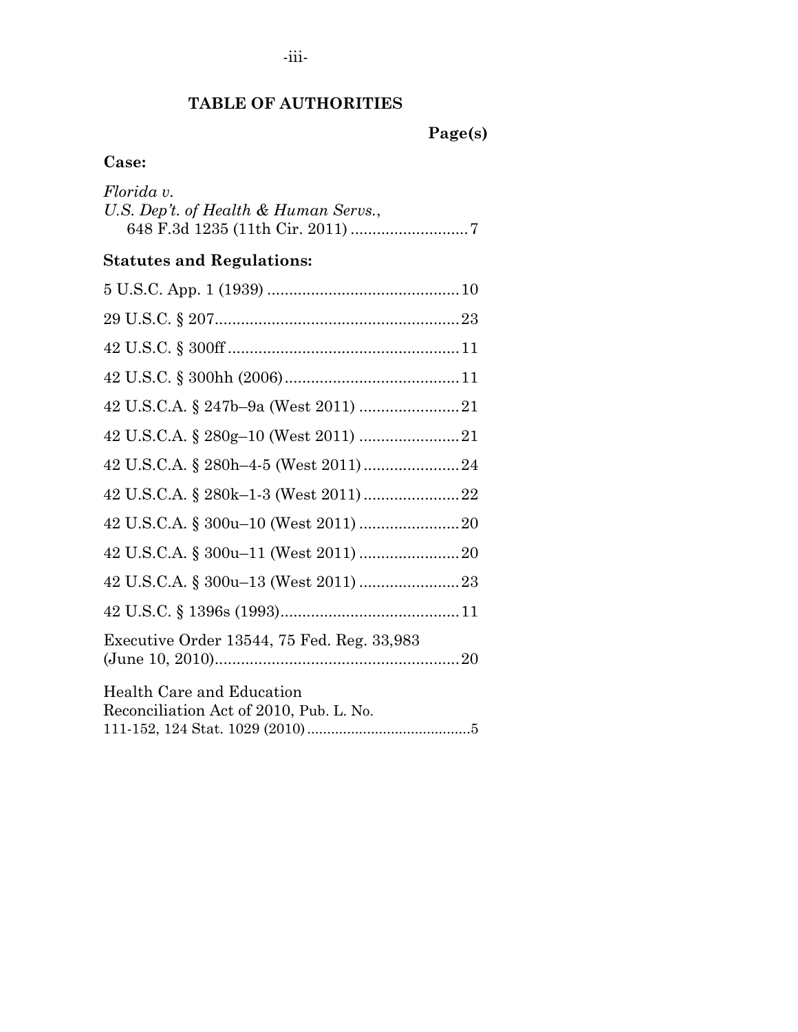## TABLE OF AUTHORITIES

**Page(s)**

### Case:

*Florida v. U.S. Dep't. of Health & Human Servs.*, 648 F.3d 1235 (11th Cir. 2011) .......................... 7

### Statutes and Regulations:

5 U.S.C. App. 1 (1939) ............................................ 10

29 U.S.C. § 207 ........................................................ 23

42 U.S.C. § 300ff ..................................................... 11

42 U.S.C. § 300hh (2006) ........................................ 11

42 U.S.C.A. § 247b–9a (West 2011) ....................... 21

42 U.S.C.A. § 280g–10 (West 2011) ....................... 21

42 U.S.C.A. § 280h–4-5 (West 2011) ...................... 24

42 U.S.C.A. § 280k–1-3 (West 2011) ...................... 22

42 U.S.C.A. § 300u–10 (West 2011) ....................... 20

42 U.S.C.A. § 300u–11 (West 2011) ....................... 20

42 U.S.C.A. § 300u–13 (West 2011) ....................... 23

42 U.S.C. § 1396s (1993) ......................................... 11

Executive Order 13544, 75 Fed. Reg. 33,983 (June 10, 2010) ........................................................ 20

Health Care and Education Reconciliation Act of 2010, Pub. L. No. 111-152, 124 Stat. 1029 (2010) ........................................ 5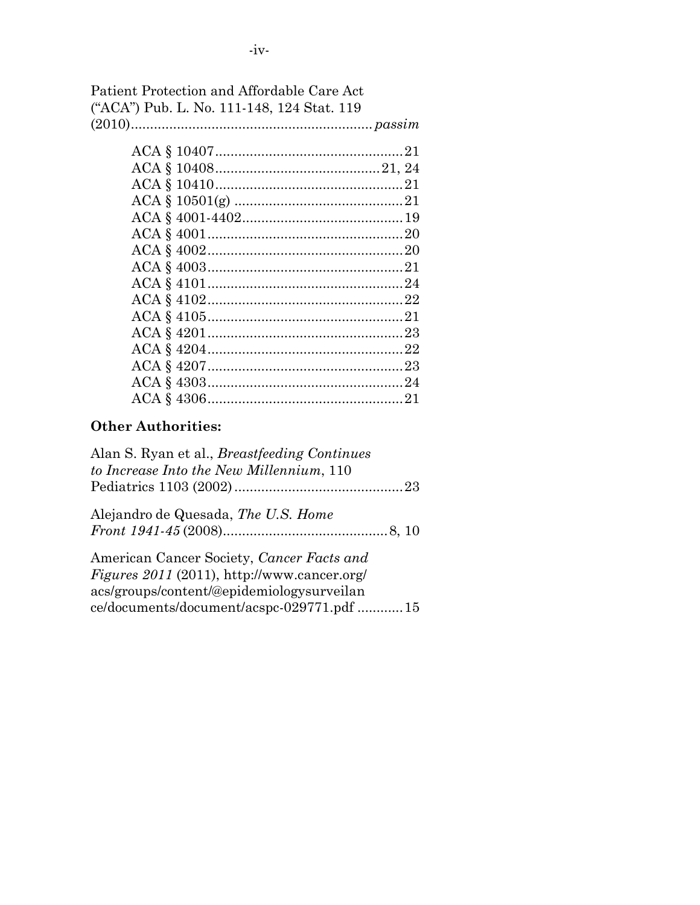Patient Protection and Affordable Care Act ("ACA") Pub. L. No. 111-148, 124 Stat. 119 (2010)............................................................*passim*

ACA § 10407...............................................21
ACA § 10408.........................................21, 24
ACA § 10410...............................................21
ACA § 10501(g) ..........................................21
ACA § 4001-4402........................................19
ACA § 4001.................................................20
ACA § 4002.................................................20
ACA § 4003.................................................21
ACA § 4101.................................................24
ACA § 4102.................................................22
ACA § 4105.................................................21
ACA § 4201.................................................23
ACA § 4204.................................................22
ACA § 4207.................................................23
ACA § 4303.................................................24
ACA § 4306.................................................21

**Other Authorities:**

Alan S. Ryan et al., *Breastfeeding Continues to Increase Into the New Millennium*, 110 Pediatrics 1103 (2002) ..........................................23

Alejandro de Quesada, *The U.S. Home Front 1941-45* (2008)..........................................8, 10

American Cancer Society, *Cancer Facts and Figures 2011* (2011), http://www.cancer.org/acs/groups/content/@epidemiologysurveilance/documents/document/acspc-029771.pdf ............15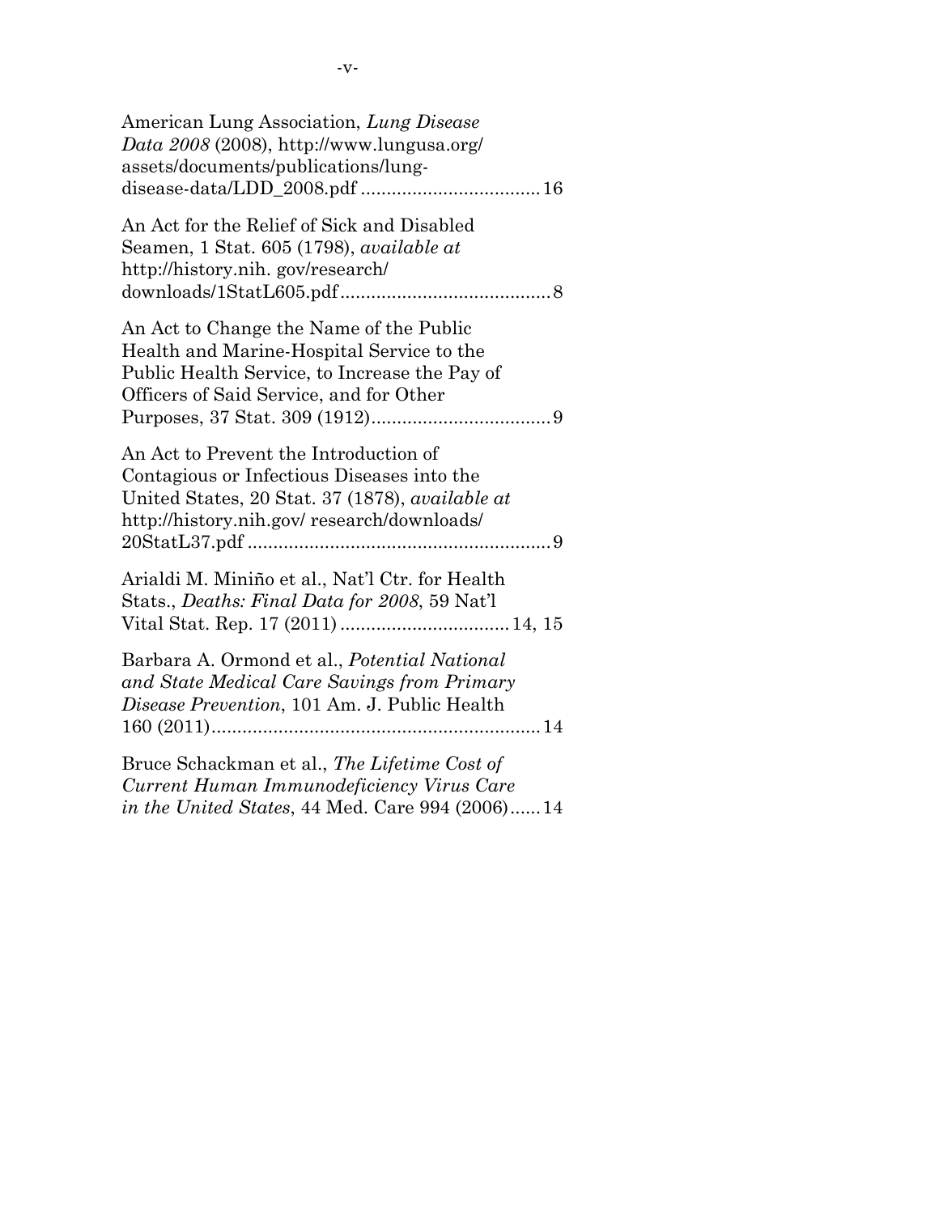American Lung Association, *Lung Disease Data 2008* (2008), http://www.lungusa.org/assets/documents/publications/lung-disease-data/LDD_2008.pdf .................................. 16

An Act for the Relief of Sick and Disabled Seamen, 1 Stat. 605 (1798), *available at* http://history.nih. gov/research/downloads/1StatL605.pdf ........................................ 8

An Act to Change the Name of the Public Health and Marine-Hospital Service to the Public Health Service, to Increase the Pay of Officers of Said Service, and for Other Purposes, 37 Stat. 309 (1912) .................................. 9

An Act to Prevent the Introduction of Contagious or Infectious Diseases into the United States, 20 Stat. 37 (1878), *available at* http://history.nih.gov/ research/downloads/20StatL37.pdf .......................................................... 9

Arialdi M. Miniño et al., Nat'l Ctr. for Health Stats., *Deaths: Final Data for 2008*, 59 Nat'l Vital Stat. Rep. 17 (2011) ................................ 14, 15

Barbara A. Ormond et al., *Potential National and State Medical Care Savings from Primary Disease Prevention*, 101 Am. J. Public Health 160 (2011) ............................................................... 14

Bruce Schackman et al., *The Lifetime Cost of Current Human Immunodeficiency Virus Care in the United States*, 44 Med. Care 994 (2006) ...... 14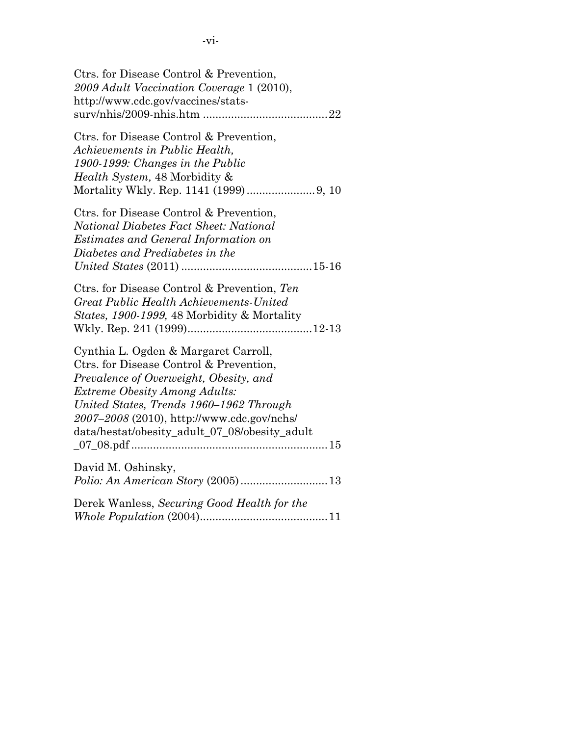Ctrs. for Disease Control & Prevention, *2009 Adult Vaccination Coverage* 1 (2010), http://www.cdc.gov/vaccines/stats-surv/nhis/2009-nhis.htm ........................................22

Ctrs. for Disease Control & Prevention, *Achievements in Public Health, 1900-1999: Changes in the Public Health System,* 48 Morbidity & Mortality Wkly. Rep. 1141 (1999)......................9, 10

Ctrs. for Disease Control & Prevention, *National Diabetes Fact Sheet: National Estimates and General Information on Diabetes and Prediabetes in the United States* (2011) ..........................................15-16

Ctrs. for Disease Control & Prevention, *Ten Great Public Health Achievements-United States, 1900-1999,* 48 Morbidity & Mortality Wkly. Rep. 241 (1999)........................................12-13

Cynthia L. Ogden & Margaret Carroll, Ctrs. for Disease Control & Prevention, *Prevalence of Overweight, Obesity, and Extreme Obesity Among Adults: United States, Trends 1960–1962 Through 2007–2008* (2010), http://www.cdc.gov/nchs/data/hestat/obesity_adult_07_08/obesity_adult_07_08.pdf ..............................................................15

David M. Oshinsky, *Polio: An American Story* (2005)............................13

Derek Wanless, *Securing Good Health for the Whole Population* (2004).........................................11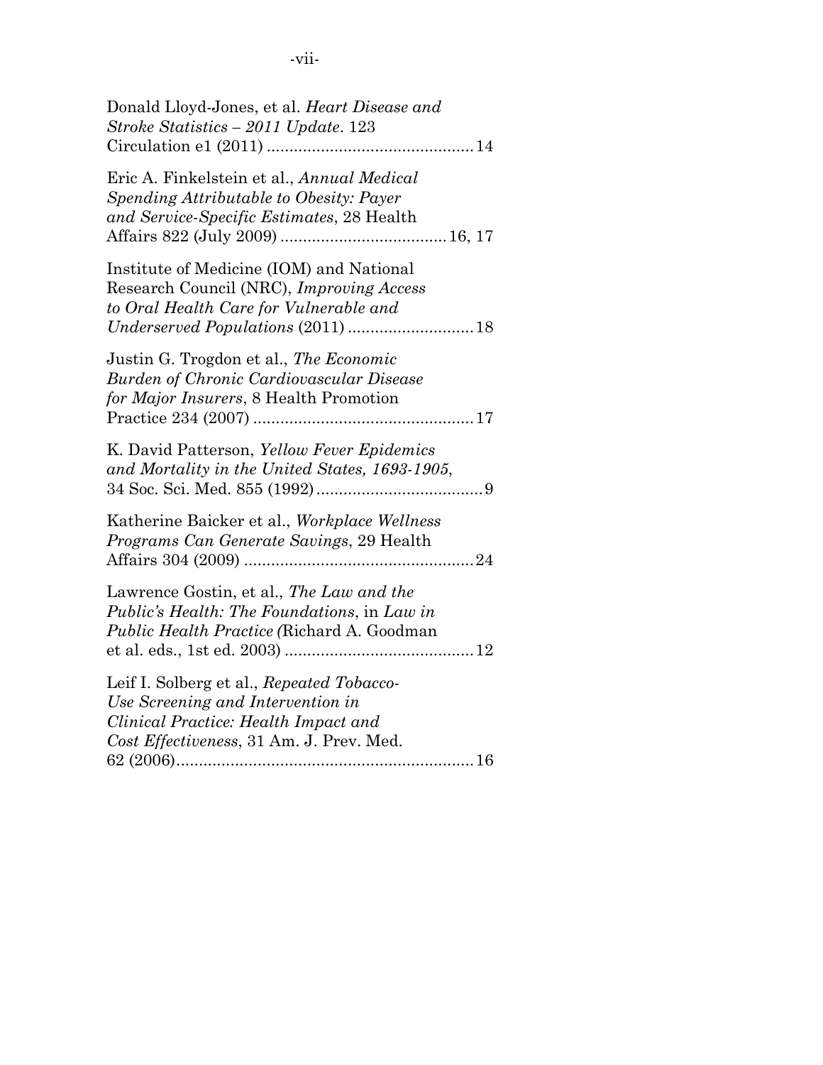Donald Lloyd-Jones, et al. *Heart Disease and Stroke Statistics – 2011 Update*. 123 Circulation e1 (2011) .............................................14

Eric A. Finkelstein et al., *Annual Medical Spending Attributable to Obesity: Payer and Service-Specific Estimates*, 28 Health Affairs 822 (July 2009) ....................................16, 17

Institute of Medicine (IOM) and National Research Council (NRC), *Improving Access to Oral Health Care for Vulnerable and Underserved Populations* (2011) ............................18

Justin G. Trogdon et al., *The Economic Burden of Chronic Cardiovascular Disease for Major Insurers*, 8 Health Promotion Practice 234 (2007) ................................................17

K. David Patterson, *Yellow Fever Epidemics and Mortality in the United States, 1693-1905*, 34 Soc. Sci. Med. 855 (1992) .....................................9

Katherine Baicker et al., *Workplace Wellness Programs Can Generate Savings*, 29 Health Affairs 304 (2009) ..................................................24

Lawrence Gostin, et al., *The Law and the Public's Health: The Foundations*, in *Law in Public Health Practice (*Richard A. Goodman et al. eds., 1st ed. 2003) .........................................12

Leif I. Solberg et al., *Repeated Tobacco-Use Screening and Intervention in Clinical Practice: Health Impact and Cost Effectiveness*, 31 Am. J. Prev. Med. 62 (2006)..................................................................16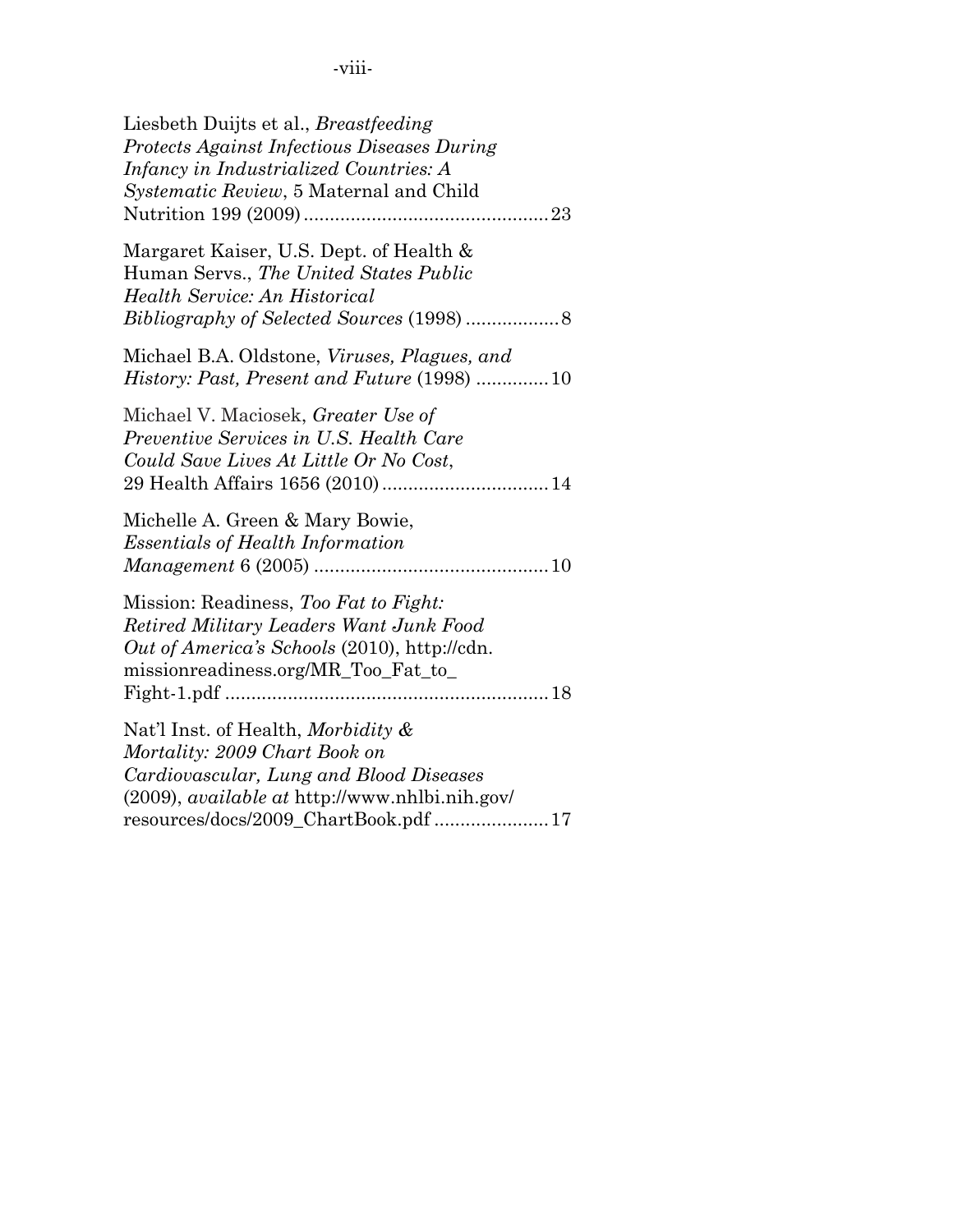Liesbeth Duijts et al., *Breastfeeding Protects Against Infectious Diseases During Infancy in Industrialized Countries: A Systematic Review*, 5 Maternal and Child Nutrition 199 (2009) .............................................. 23

Margaret Kaiser, U.S. Dept. of Health & Human Servs., *The United States Public Health Service: An Historical Bibliography of Selected Sources* (1998) .................. 8

Michael B.A. Oldstone, *Viruses, Plagues, and History: Past, Present and Future* (1998) .............. 10

Michael V. Maciosek, *Greater Use of Preventive Services in U.S. Health Care Could Save Lives At Little Or No Cost*, 29 Health Affairs 1656 (2010) ................................ 14

Michelle A. Green & Mary Bowie, *Essentials of Health Information Management* 6 (2005) ............................................ 10

Mission: Readiness, *Too Fat to Fight: Retired Military Leaders Want Junk Food Out of America's Schools* (2010), http://cdn.missionreadiness.org/MR_Too_Fat_to_Fight-1.pdf ............................................................. 18

Nat'l Inst. of Health, *Morbidity & Mortality: 2009 Chart Book on Cardiovascular, Lung and Blood Diseases* (2009), *available at* http://www.nhlbi.nih.gov/resources/docs/2009_ChartBook.pdf ...................... 17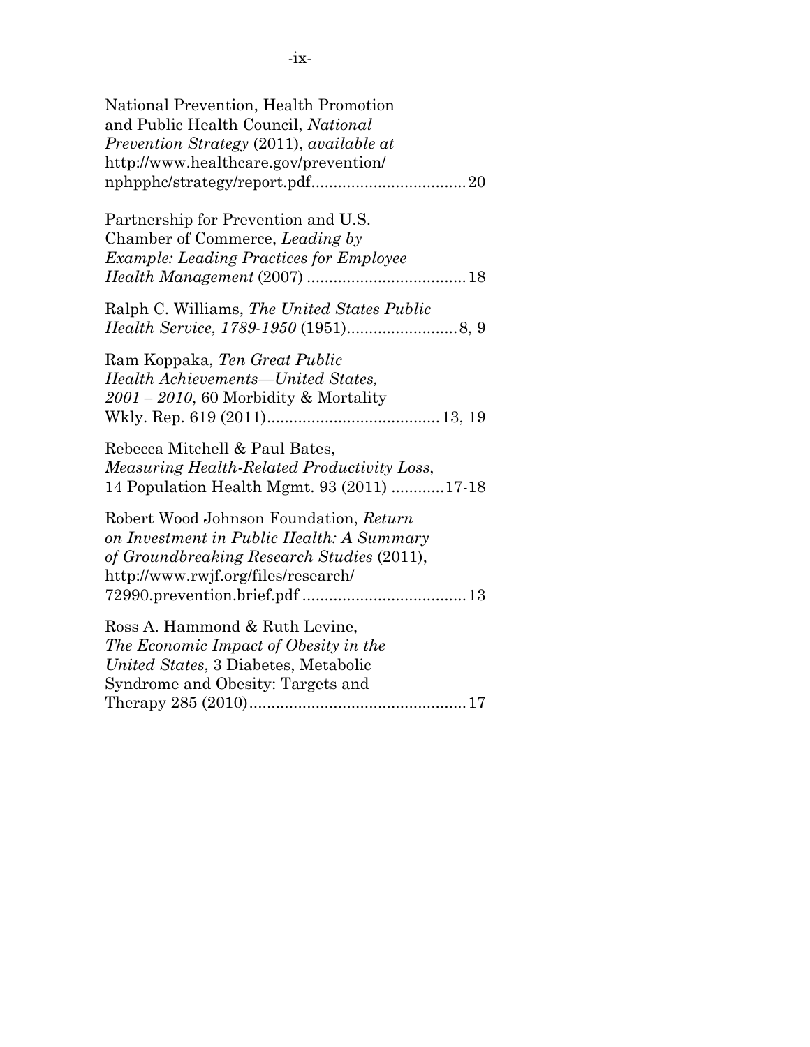National Prevention, Health Promotion and Public Health Council, *National Prevention Strategy* (2011), *available at* http://www.healthcare.gov/prevention/nphpphc/strategy/report.pdf..................................20

Partnership for Prevention and U.S. Chamber of Commerce, *Leading by Example: Leading Practices for Employee Health Management* (2007) ...................................18

Ralph C. Williams, *The United States Public Health Service, 1789-1950* (1951).........................8, 9

Ram Koppaka, *Ten Great Public Health Achievements—United States, 2001 – 2010*, 60 Morbidity & Mortality Wkly. Rep. 619 (2011).......................................13, 19

Rebecca Mitchell & Paul Bates, *Measuring Health-Related Productivity Loss*, 14 Population Health Mgmt. 93 (2011) ............17-18

Robert Wood Johnson Foundation, *Return on Investment in Public Health: A Summary of Groundbreaking Research Studies* (2011), http://www.rwjf.org/files/research/72990.prevention.brief.pdf .....................................13

Ross A. Hammond & Ruth Levine, *The Economic Impact of Obesity in the United States*, 3 Diabetes, Metabolic Syndrome and Obesity: Targets and Therapy 285 (2010).................................................17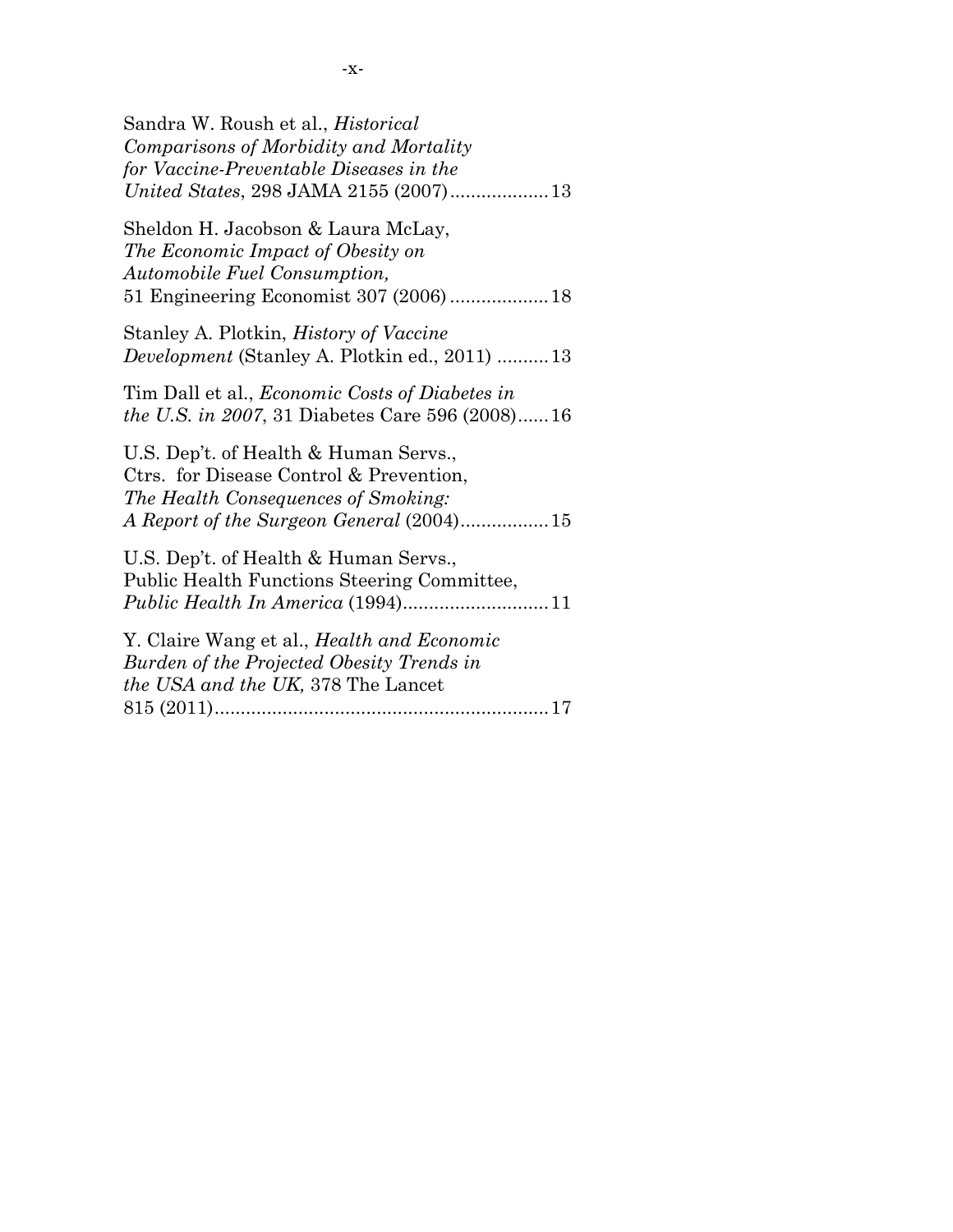Sandra W. Roush et al., *Historical Comparisons of Morbidity and Mortality for Vaccine-Preventable Diseases in the United States*, 298 JAMA 2155 (2007)...................13

Sheldon H. Jacobson & Laura McLay, *The Economic Impact of Obesity on Automobile Fuel Consumption,* 51 Engineering Economist 307 (2006)...................18

Stanley A. Plotkin, *History of Vaccine Development* (Stanley A. Plotkin ed., 2011) ..........13

Tim Dall et al., *Economic Costs of Diabetes in the U.S. in 2007*, 31 Diabetes Care 596 (2008)......16

U.S. Dep't. of Health & Human Servs., Ctrs. for Disease Control & Prevention, *The Health Consequences of Smoking: A Report of the Surgeon General* (2004).................15

U.S. Dep't. of Health & Human Servs., Public Health Functions Steering Committee, *Public Health In America* (1994)............................11

Y. Claire Wang et al., *Health and Economic Burden of the Projected Obesity Trends in the USA and the UK,* 378 The Lancet 815 (2011)................................................................17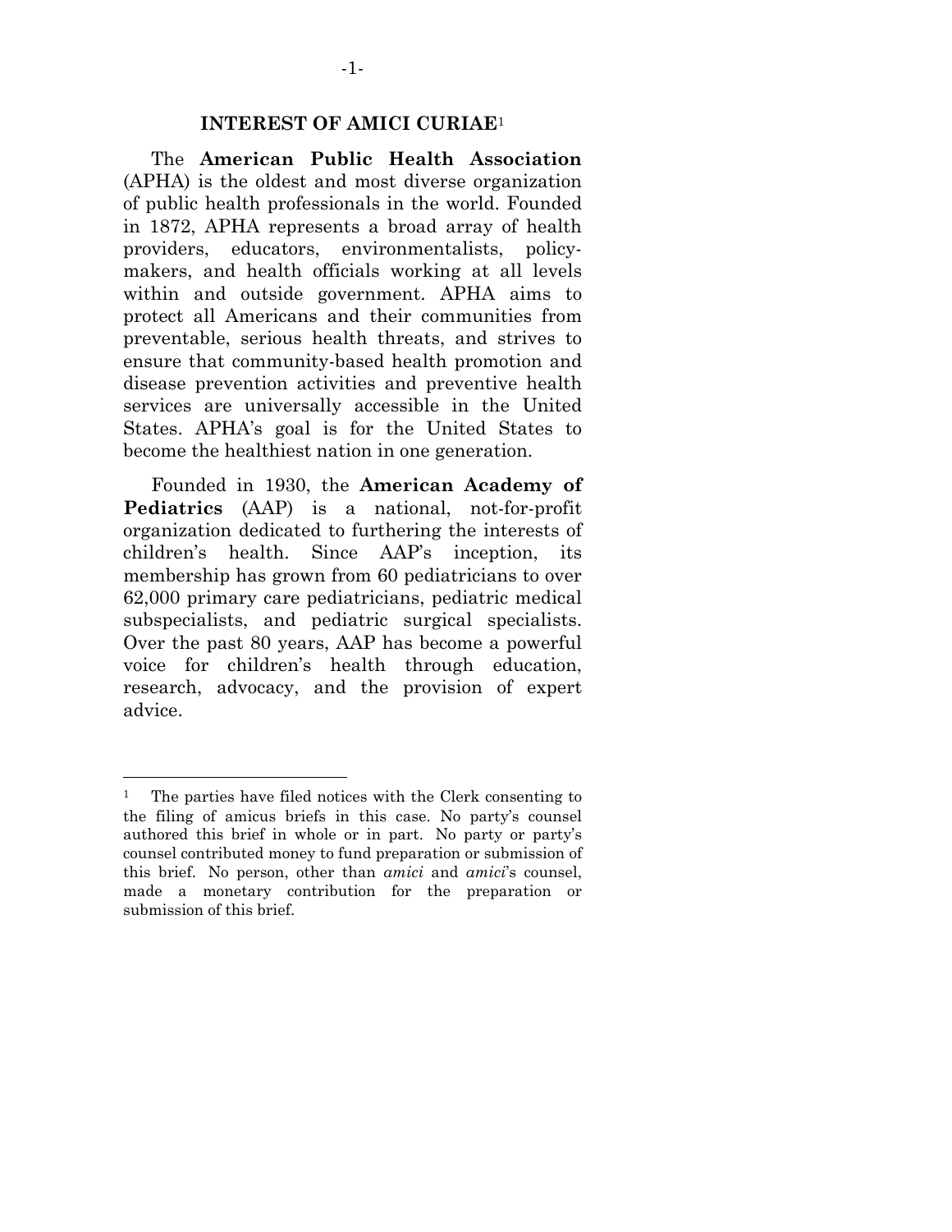## INTEREST OF AMICI CURIAE[1]

The **American Public Health Association** (APHA) is the oldest and most diverse organization of public health professionals in the world. Founded in 1872, APHA represents a broad array of health providers, educators, environmentalists, policy-makers, and health officials working at all levels within and outside government. APHA aims to protect all Americans and their communities from preventable, serious health threats, and strives to ensure that community-based health promotion and disease prevention activities and preventive health services are universally accessible in the United States. APHA's goal is for the United States to become the healthiest nation in one generation.

Founded in 1930, the **American Academy of Pediatrics** (AAP) is a national, not-for-profit organization dedicated to furthering the interests of children's health. Since AAP's inception, its membership has grown from 60 pediatricians to over 62,000 primary care pediatricians, pediatric medical subspecialists, and pediatric surgical specialists. Over the past 80 years, AAP has become a powerful voice for children's health through education, research, advocacy, and the provision of expert advice.

---

[1] The parties have filed notices with the Clerk consenting to the filing of amicus briefs in this case. No party's counsel authored this brief in whole or in part. No party or party's counsel contributed money to fund preparation or submission of this brief. No person, other than *amici* and *amici*'s counsel, made a monetary contribution for the preparation or submission of this brief.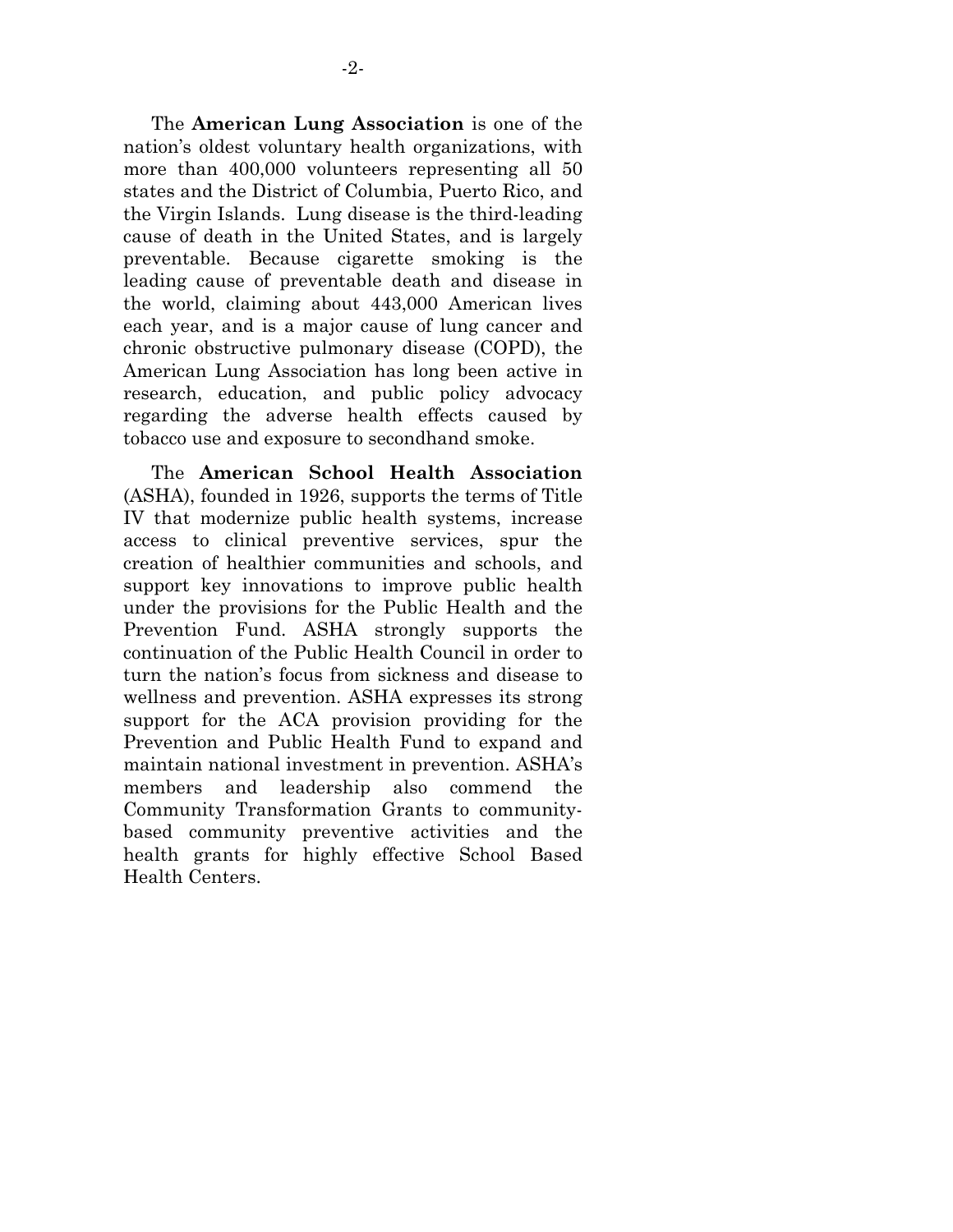The **American Lung Association** is one of the nation's oldest voluntary health organizations, with more than 400,000 volunteers representing all 50 states and the District of Columbia, Puerto Rico, and the Virgin Islands. Lung disease is the third-leading cause of death in the United States, and is largely preventable. Because cigarette smoking is the leading cause of preventable death and disease in the world, claiming about 443,000 American lives each year, and is a major cause of lung cancer and chronic obstructive pulmonary disease (COPD), the American Lung Association has long been active in research, education, and public policy advocacy regarding the adverse health effects caused by tobacco use and exposure to secondhand smoke.

The **American School Health Association** (ASHA), founded in 1926, supports the terms of Title IV that modernize public health systems, increase access to clinical preventive services, spur the creation of healthier communities and schools, and support key innovations to improve public health under the provisions for the Public Health and the Prevention Fund. ASHA strongly supports the continuation of the Public Health Council in order to turn the nation's focus from sickness and disease to wellness and prevention. ASHA expresses its strong support for the ACA provision providing for the Prevention and Public Health Fund to expand and maintain national investment in prevention. ASHA's members and leadership also commend the Community Transformation Grants to community-based community preventive activities and the health grants for highly effective School Based Health Centers.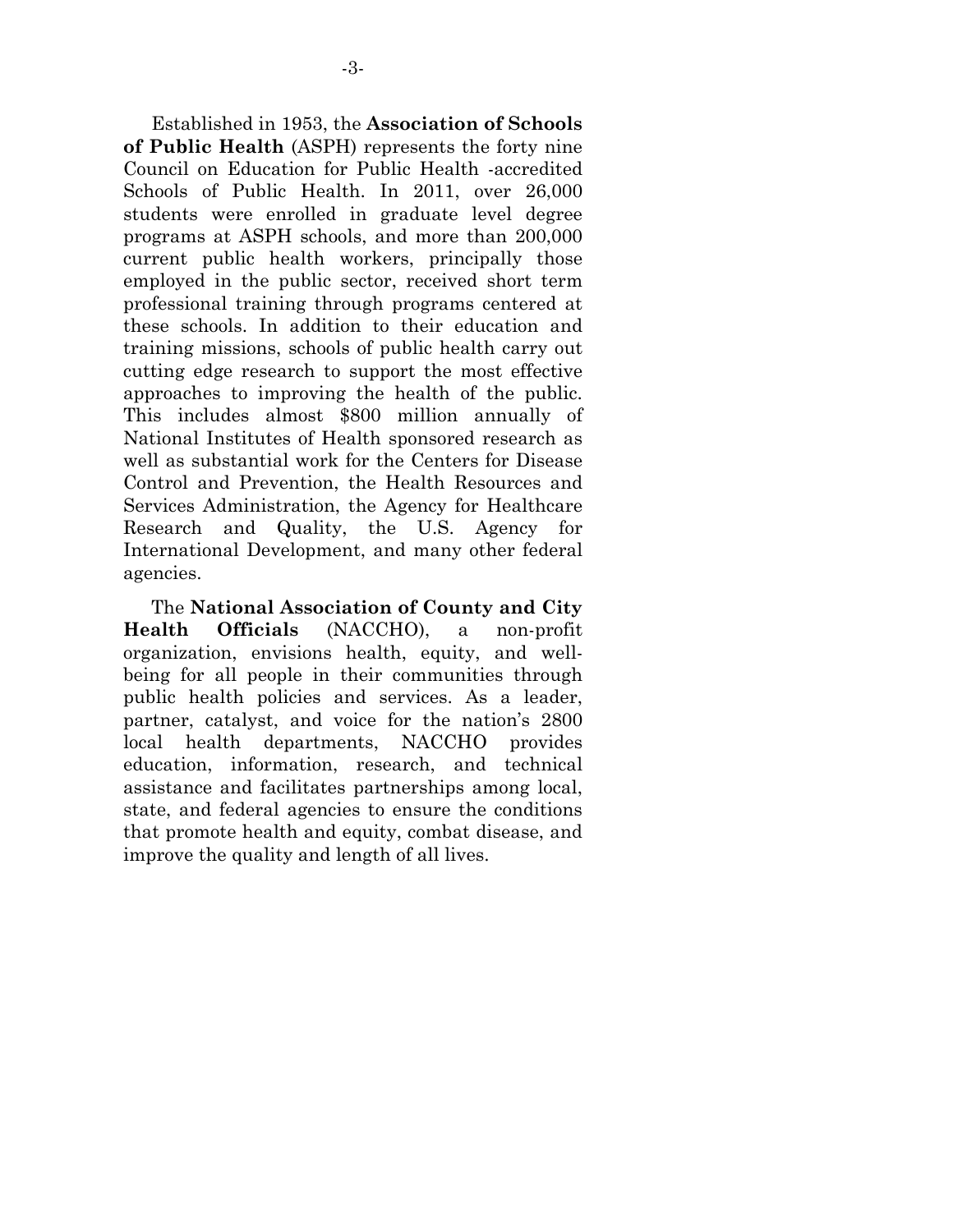Established in 1953, the **Association of Schools of Public Health** (ASPH) represents the forty nine Council on Education for Public Health -accredited Schools of Public Health. In 2011, over 26,000 students were enrolled in graduate level degree programs at ASPH schools, and more than 200,000 current public health workers, principally those employed in the public sector, received short term professional training through programs centered at these schools. In addition to their education and training missions, schools of public health carry out cutting edge research to support the most effective approaches to improving the health of the public. This includes almost $800 million annually of National Institutes of Health sponsored research as well as substantial work for the Centers for Disease Control and Prevention, the Health Resources and Services Administration, the Agency for Healthcare Research and Quality, the U.S. Agency for International Development, and many other federal agencies.

The **National Association of County and City Health Officials** (NACCHO), a non-profit organization, envisions health, equity, and well-being for all people in their communities through public health policies and services. As a leader, partner, catalyst, and voice for the nation's 2800 local health departments, NACCHO provides education, information, research, and technical assistance and facilitates partnerships among local, state, and federal agencies to ensure the conditions that promote health and equity, combat disease, and improve the quality and length of all lives.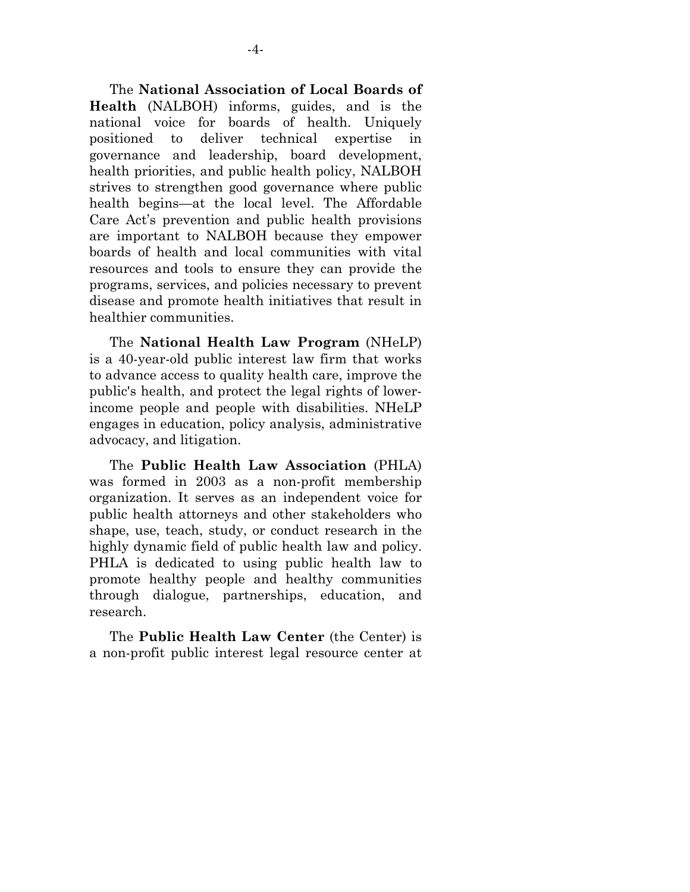The **National Association of Local Boards of Health** (NALBOH) informs, guides, and is the national voice for boards of health. Uniquely positioned to deliver technical expertise in governance and leadership, board development, health priorities, and public health policy, NALBOH strives to strengthen good governance where public health begins—at the local level. The Affordable Care Act's prevention and public health provisions are important to NALBOH because they empower boards of health and local communities with vital resources and tools to ensure they can provide the programs, services, and policies necessary to prevent disease and promote health initiatives that result in healthier communities.

The **National Health Law Program** (NHeLP) is a 40-year-old public interest law firm that works to advance access to quality health care, improve the public's health, and protect the legal rights of lower-income people and people with disabilities. NHeLP engages in education, policy analysis, administrative advocacy, and litigation.

The **Public Health Law Association** (PHLA) was formed in 2003 as a non-profit membership organization. It serves as an independent voice for public health attorneys and other stakeholders who shape, use, teach, study, or conduct research in the highly dynamic field of public health law and policy. PHLA is dedicated to using public health law to promote healthy people and healthy communities through dialogue, partnerships, education, and research.

The **Public Health Law Center** (the Center) is a non-profit public interest legal resource center at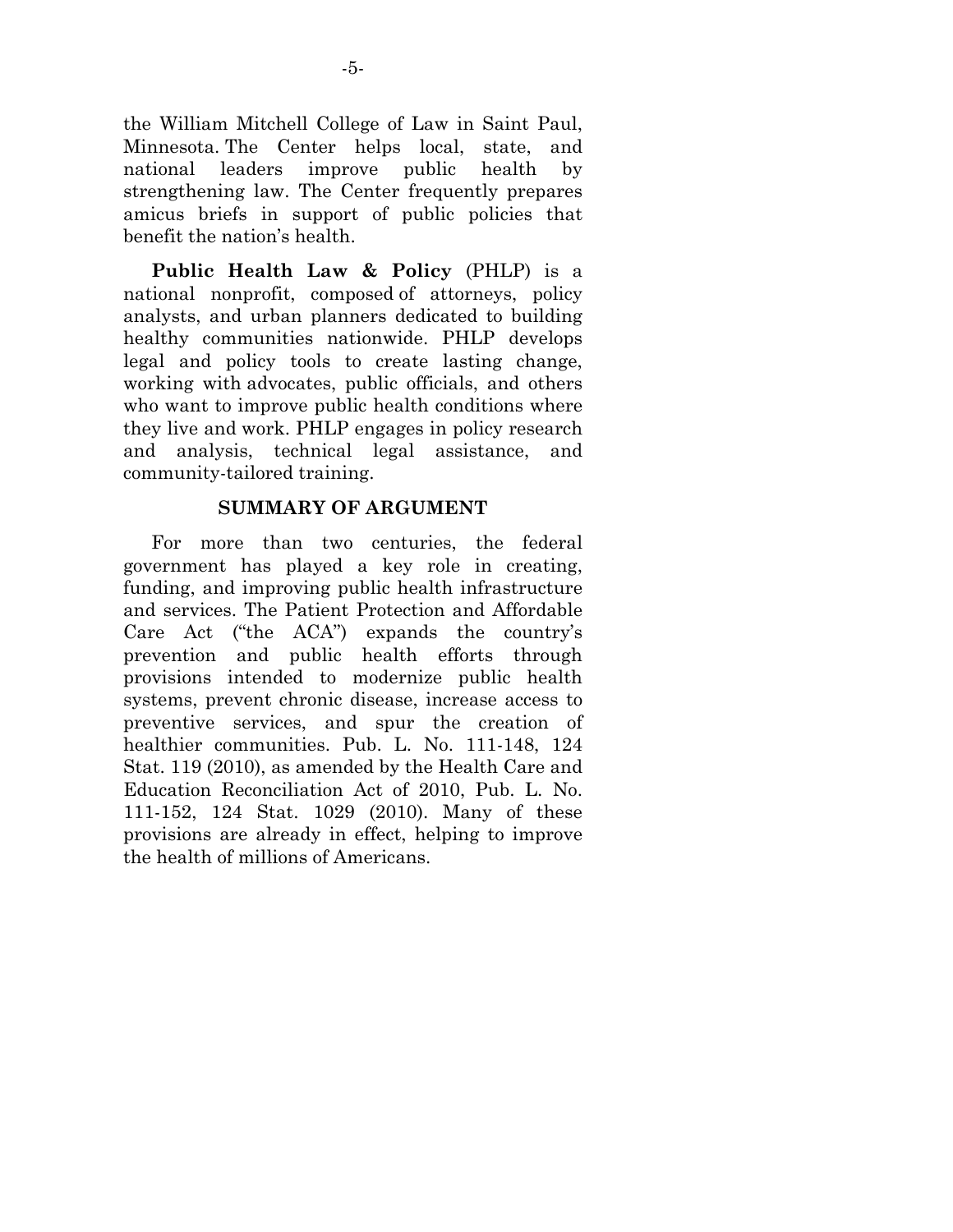the William Mitchell College of Law in Saint Paul, Minnesota. The Center helps local, state, and national leaders improve public health by strengthening law. The Center frequently prepares amicus briefs in support of public policies that benefit the nation's health.

**Public Health Law & Policy** (PHLP) is a national nonprofit, composed of attorneys, policy analysts, and urban planners dedicated to building healthy communities nationwide. PHLP develops legal and policy tools to create lasting change, working with advocates, public officials, and others who want to improve public health conditions where they live and work. PHLP engages in policy research and analysis, technical legal assistance, and community-tailored training.

## SUMMARY OF ARGUMENT

For more than two centuries, the federal government has played a key role in creating, funding, and improving public health infrastructure and services. The Patient Protection and Affordable Care Act ("the ACA") expands the country's prevention and public health efforts through provisions intended to modernize public health systems, prevent chronic disease, increase access to preventive services, and spur the creation of healthier communities. Pub. L. No. 111-148, 124 Stat. 119 (2010), as amended by the Health Care and Education Reconciliation Act of 2010, Pub. L. No. 111-152, 124 Stat. 1029 (2010). Many of these provisions are already in effect, helping to improve the health of millions of Americans.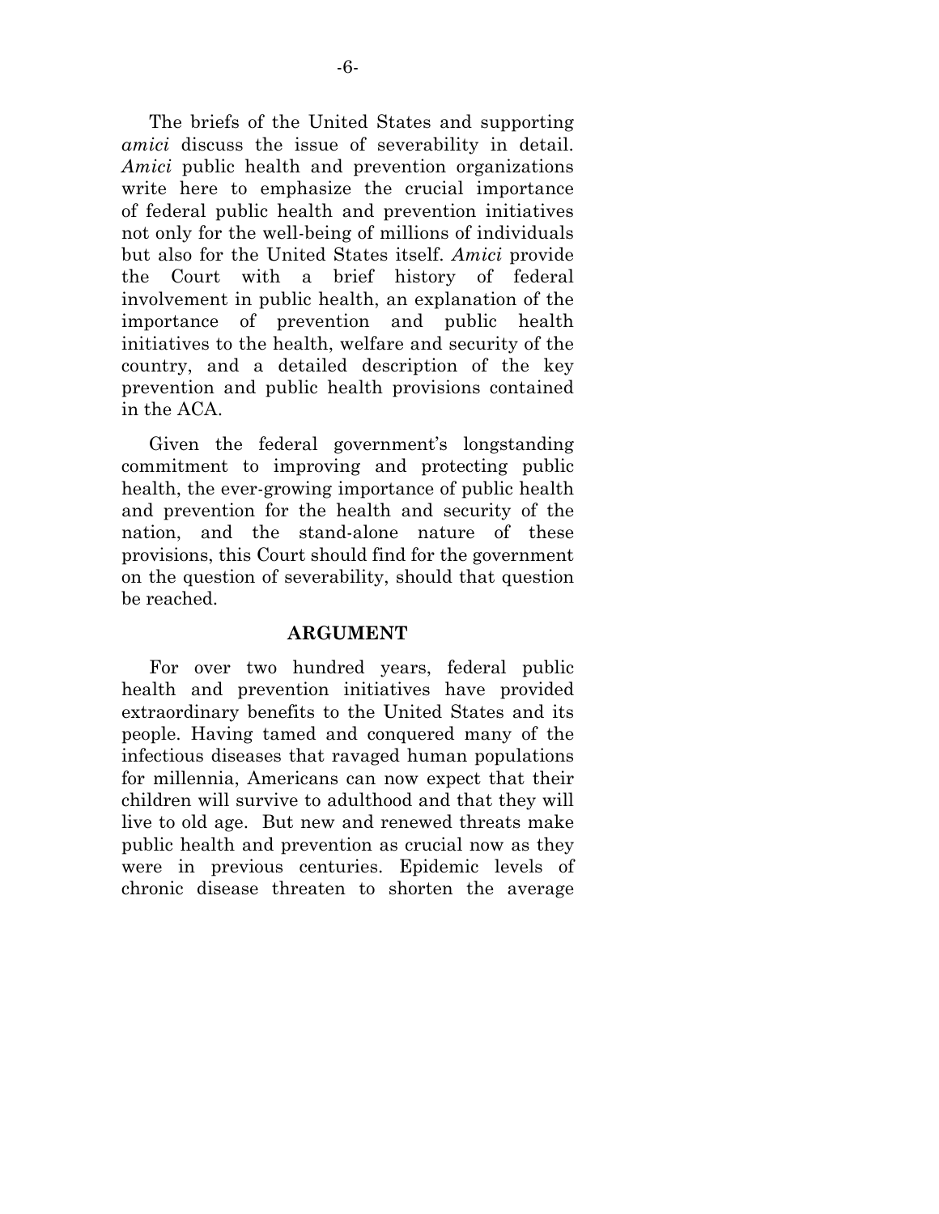The briefs of the United States and supporting *amici* discuss the issue of severability in detail. *Amici* public health and prevention organizations write here to emphasize the crucial importance of federal public health and prevention initiatives not only for the well-being of millions of individuals but also for the United States itself. *Amici* provide the Court with a brief history of federal involvement in public health, an explanation of the importance of prevention and public health initiatives to the health, welfare and security of the country, and a detailed description of the key prevention and public health provisions contained in the ACA.

Given the federal government's longstanding commitment to improving and protecting public health, the ever-growing importance of public health and prevention for the health and security of the nation, and the stand-alone nature of these provisions, this Court should find for the government on the question of severability, should that question be reached.

## ARGUMENT

For over two hundred years, federal public health and prevention initiatives have provided extraordinary benefits to the United States and its people. Having tamed and conquered many of the infectious diseases that ravaged human populations for millennia, Americans can now expect that their children will survive to adulthood and that they will live to old age. But new and renewed threats make public health and prevention as crucial now as they were in previous centuries. Epidemic levels of chronic disease threaten to shorten the average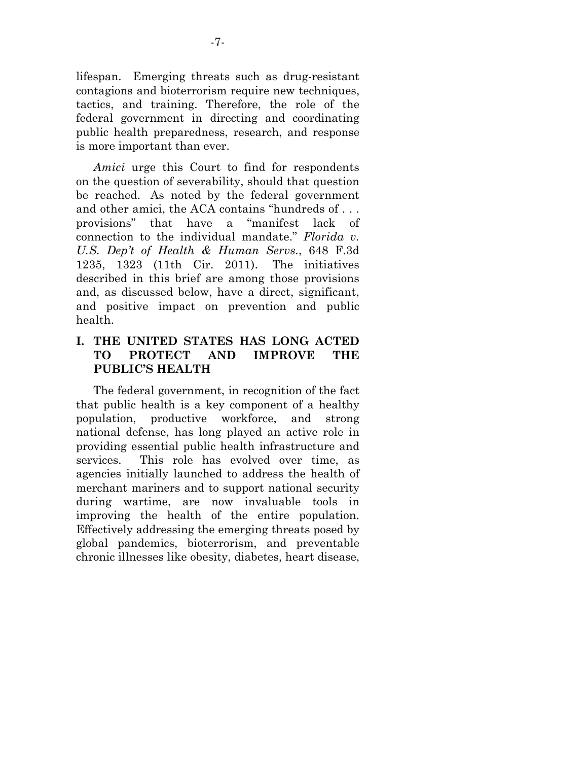lifespan. Emerging threats such as drug-resistant contagions and bioterrorism require new techniques, tactics, and training. Therefore, the role of the federal government in directing and coordinating public health preparedness, research, and response is more important than ever.

*Amici* urge this Court to find for respondents on the question of severability, should that question be reached. As noted by the federal government and other amici, the ACA contains "hundreds of . . . provisions" that have a "manifest lack of connection to the individual mandate." *Florida v. U.S. Dep't of Health & Human Servs.*, 648 F.3d 1235, 1323 (11th Cir. 2011). The initiatives described in this brief are among those provisions and, as discussed below, have a direct, significant, and positive impact on prevention and public health.

## I. THE UNITED STATES HAS LONG ACTED TO PROTECT AND IMPROVE THE PUBLIC'S HEALTH

The federal government, in recognition of the fact that public health is a key component of a healthy population, productive workforce, and strong national defense, has long played an active role in providing essential public health infrastructure and services. This role has evolved over time, as agencies initially launched to address the health of merchant mariners and to support national security during wartime, are now invaluable tools in improving the health of the entire population. Effectively addressing the emerging threats posed by global pandemics, bioterrorism, and preventable chronic illnesses like obesity, diabetes, heart disease,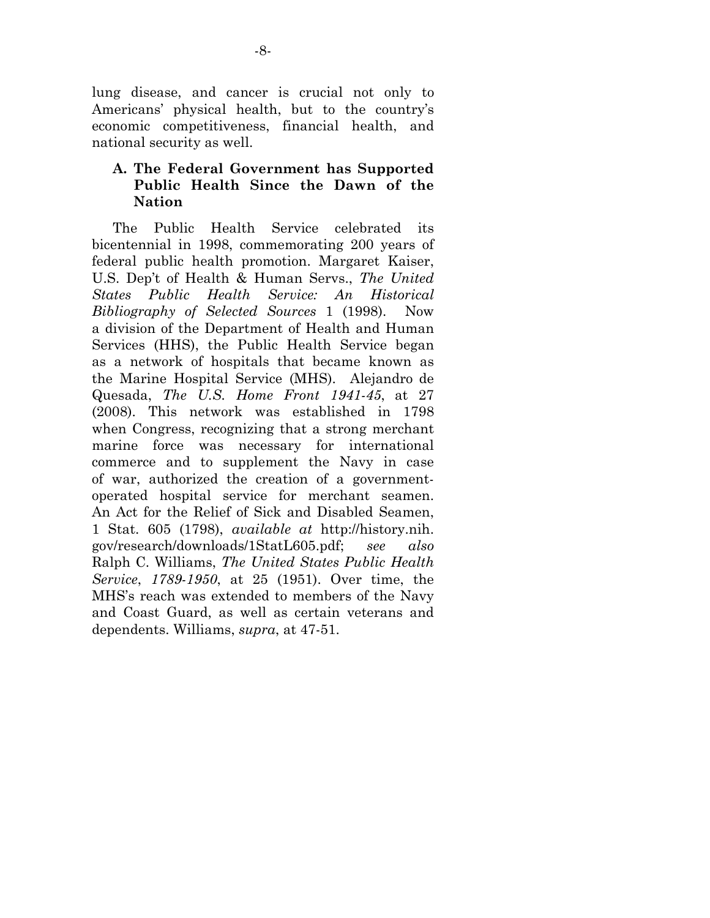lung disease, and cancer is crucial not only to Americans' physical health, but to the country's economic competitiveness, financial health, and national security as well.

### A. The Federal Government has Supported Public Health Since the Dawn of the Nation

The Public Health Service celebrated its bicentennial in 1998, commemorating 200 years of federal public health promotion. Margaret Kaiser, U.S. Dep't of Health & Human Servs., *The United States Public Health Service: An Historical Bibliography of Selected Sources* 1 (1998). Now a division of the Department of Health and Human Services (HHS), the Public Health Service began as a network of hospitals that became known as the Marine Hospital Service (MHS). Alejandro de Quesada, *The U.S. Home Front 1941-45*, at 27 (2008). This network was established in 1798 when Congress, recognizing that a strong merchant marine force was necessary for international commerce and to supplement the Navy in case of war, authorized the creation of a government-operated hospital service for merchant seamen. An Act for the Relief of Sick and Disabled Seamen, 1 Stat. 605 (1798), *available at* http://history.nih.gov/research/downloads/1StatL605.pdf; *see also* Ralph C. Williams, *The United States Public Health Service, 1789-1950*, at 25 (1951). Over time, the MHS's reach was extended to members of the Navy and Coast Guard, as well as certain veterans and dependents. Williams, *supra*, at 47-51.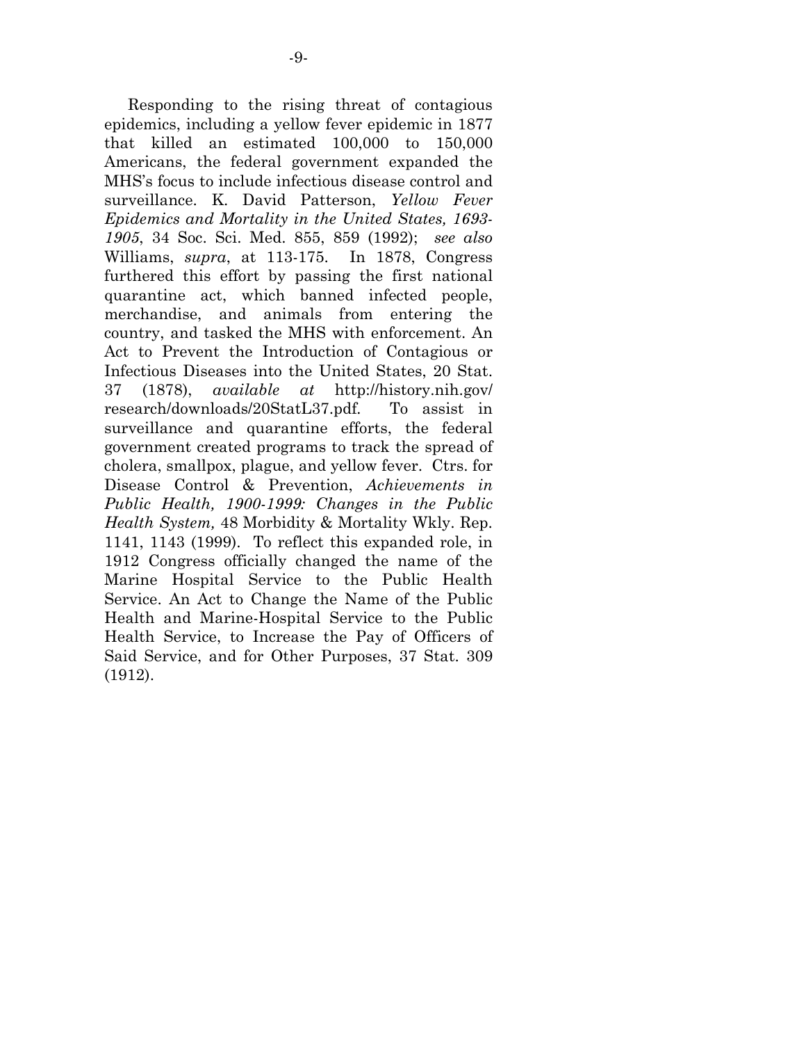Responding to the rising threat of contagious epidemics, including a yellow fever epidemic in 1877 that killed an estimated 100,000 to 150,000 Americans, the federal government expanded the MHS's focus to include infectious disease control and surveillance. K. David Patterson, *Yellow Fever Epidemics and Mortality in the United States, 1693-1905*, 34 Soc. Sci. Med. 855, 859 (1992); *see also* Williams, *supra*, at 113-175. In 1878, Congress furthered this effort by passing the first national quarantine act, which banned infected people, merchandise, and animals from entering the country, and tasked the MHS with enforcement. An Act to Prevent the Introduction of Contagious or Infectious Diseases into the United States, 20 Stat. 37 (1878), *available at* http://history.nih.gov/research/downloads/20StatL37.pdf. To assist in surveillance and quarantine efforts, the federal government created programs to track the spread of cholera, smallpox, plague, and yellow fever. Ctrs. for Disease Control & Prevention, *Achievements in Public Health, 1900-1999: Changes in the Public Health System,* 48 Morbidity & Mortality Wkly. Rep. 1141, 1143 (1999). To reflect this expanded role, in 1912 Congress officially changed the name of the Marine Hospital Service to the Public Health Service. An Act to Change the Name of the Public Health and Marine-Hospital Service to the Public Health Service, to Increase the Pay of Officers of Said Service, and for Other Purposes, 37 Stat. 309 (1912).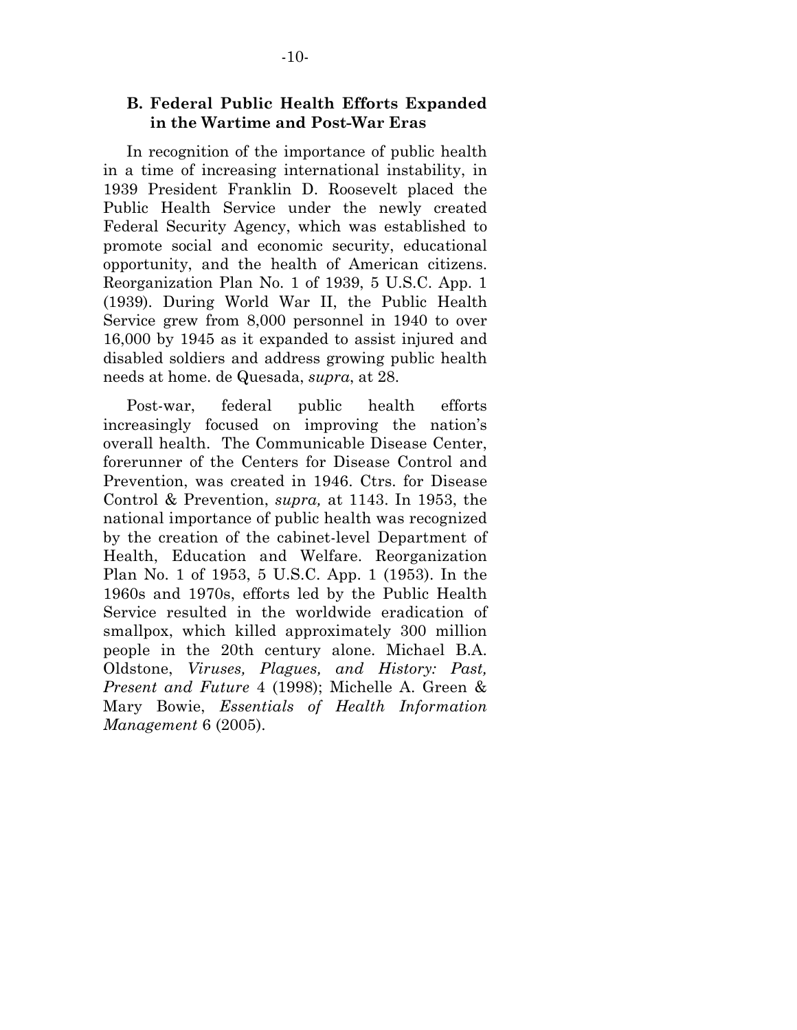### B. Federal Public Health Efforts Expanded in the Wartime and Post-War Eras

In recognition of the importance of public health in a time of increasing international instability, in 1939 President Franklin D. Roosevelt placed the Public Health Service under the newly created Federal Security Agency, which was established to promote social and economic security, educational opportunity, and the health of American citizens. Reorganization Plan No. 1 of 1939, 5 U.S.C. App. 1 (1939). During World War II, the Public Health Service grew from 8,000 personnel in 1940 to over 16,000 by 1945 as it expanded to assist injured and disabled soldiers and address growing public health needs at home. de Quesada, *supra*, at 28.

Post-war, federal public health efforts increasingly focused on improving the nation's overall health. The Communicable Disease Center, forerunner of the Centers for Disease Control and Prevention, was created in 1946. Ctrs. for Disease Control & Prevention, *supra,* at 1143. In 1953, the national importance of public health was recognized by the creation of the cabinet-level Department of Health, Education and Welfare. Reorganization Plan No. 1 of 1953, 5 U.S.C. App. 1 (1953). In the 1960s and 1970s, efforts led by the Public Health Service resulted in the worldwide eradication of smallpox, which killed approximately 300 million people in the 20th century alone. Michael B.A. Oldstone, *Viruses, Plagues, and History: Past, Present and Future* 4 (1998); Michelle A. Green & Mary Bowie, *Essentials of Health Information Management* 6 (2005).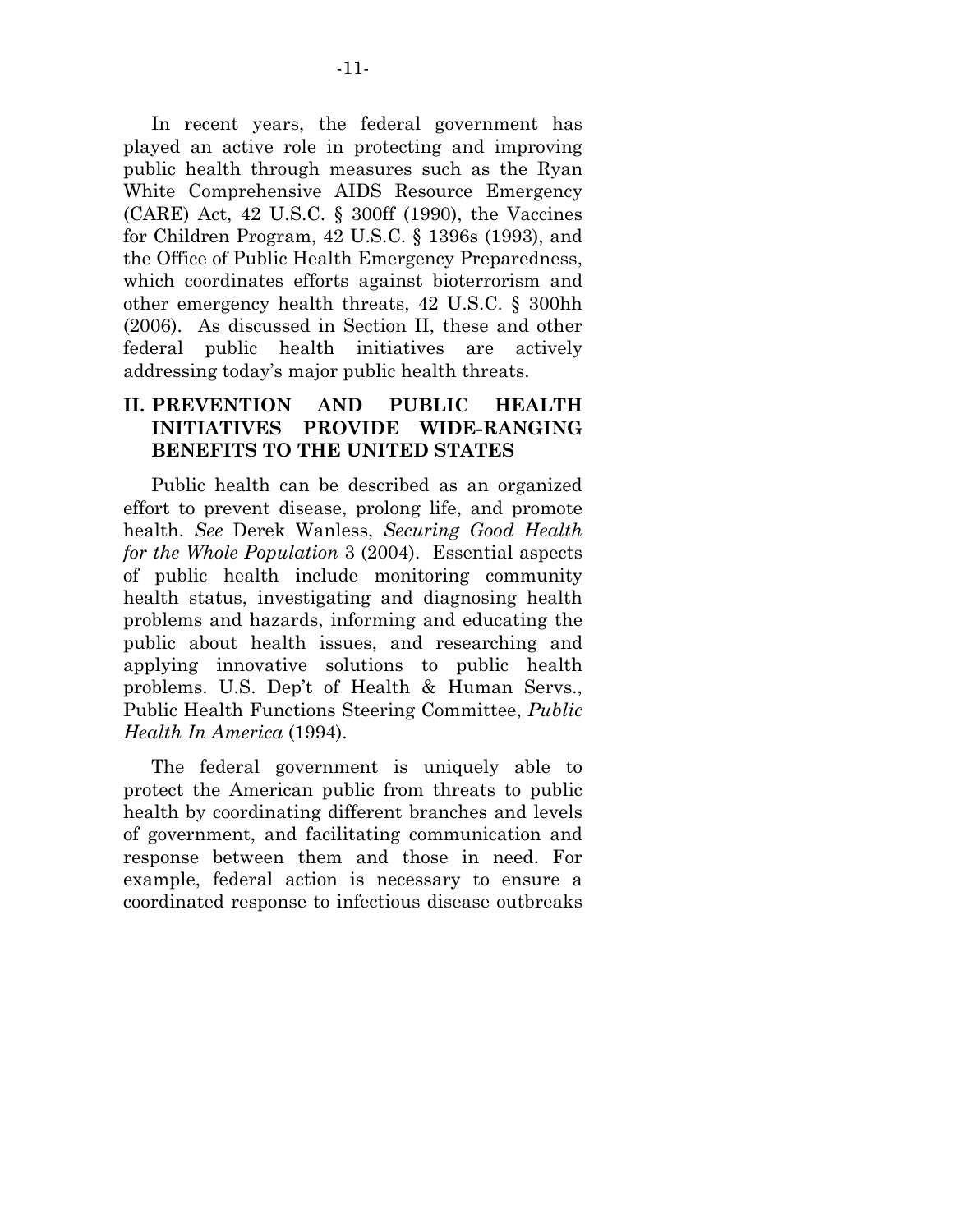In recent years, the federal government has played an active role in protecting and improving public health through measures such as the Ryan White Comprehensive AIDS Resource Emergency (CARE) Act, 42 U.S.C. § 300ff (1990), the Vaccines for Children Program, 42 U.S.C. § 1396s (1993), and the Office of Public Health Emergency Preparedness, which coordinates efforts against bioterrorism and other emergency health threats, 42 U.S.C. § 300hh (2006). As discussed in Section II, these and other federal public health initiatives are actively addressing today's major public health threats.

## II. PREVENTION AND PUBLIC HEALTH INITIATIVES PROVIDE WIDE-RANGING BENEFITS TO THE UNITED STATES

Public health can be described as an organized effort to prevent disease, prolong life, and promote health. *See* Derek Wanless, *Securing Good Health for the Whole Population* 3 (2004). Essential aspects of public health include monitoring community health status, investigating and diagnosing health problems and hazards, informing and educating the public about health issues, and researching and applying innovative solutions to public health problems. U.S. Dep't of Health & Human Servs., Public Health Functions Steering Committee, *Public Health In America* (1994).

The federal government is uniquely able to protect the American public from threats to public health by coordinating different branches and levels of government, and facilitating communication and response between them and those in need. For example, federal action is necessary to ensure a coordinated response to infectious disease outbreaks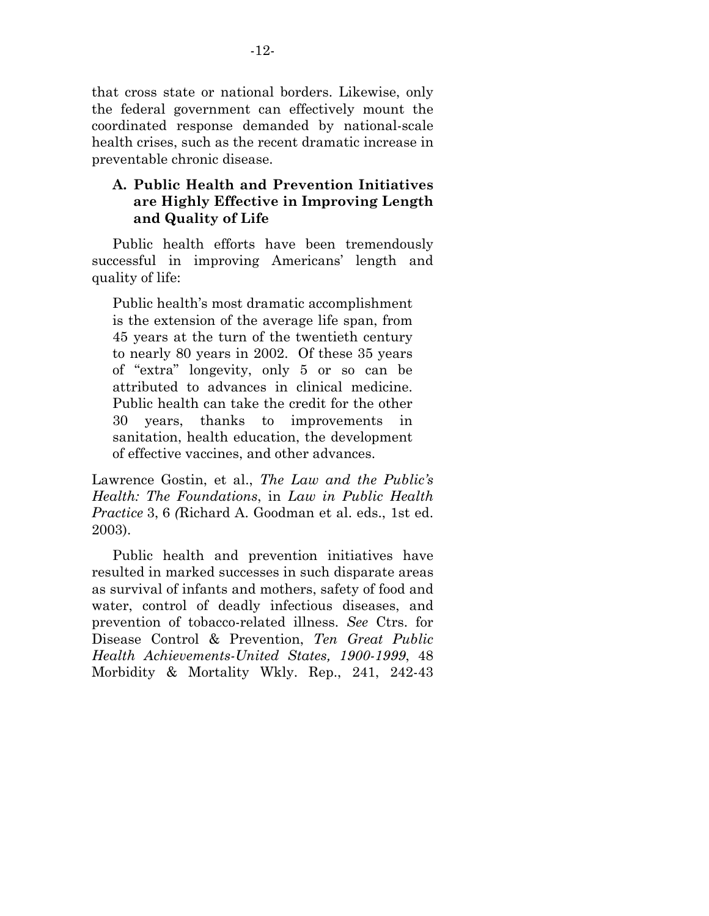that cross state or national borders. Likewise, only the federal government can effectively mount the coordinated response demanded by national-scale health crises, such as the recent dramatic increase in preventable chronic disease.

### A. Public Health and Prevention Initiatives are Highly Effective in Improving Length and Quality of Life

Public health efforts have been tremendously successful in improving Americans' length and quality of life:

> Public health's most dramatic accomplishment is the extension of the average life span, from 45 years at the turn of the twentieth century to nearly 80 years in 2002. Of these 35 years of "extra" longevity, only 5 or so can be attributed to advances in clinical medicine. Public health can take the credit for the other 30 years, thanks to improvements in sanitation, health education, the development of effective vaccines, and other advances.

Lawrence Gostin, et al., *The Law and the Public's Health: The Foundations*, in *Law in Public Health Practice* 3, 6 (Richard A. Goodman et al. eds., 1st ed. 2003).

Public health and prevention initiatives have resulted in marked successes in such disparate areas as survival of infants and mothers, safety of food and water, control of deadly infectious diseases, and prevention of tobacco-related illness. *See* Ctrs. for Disease Control & Prevention, *Ten Great Public Health Achievements-United States, 1900-1999*, 48 Morbidity & Mortality Wkly. Rep., 241, 242-43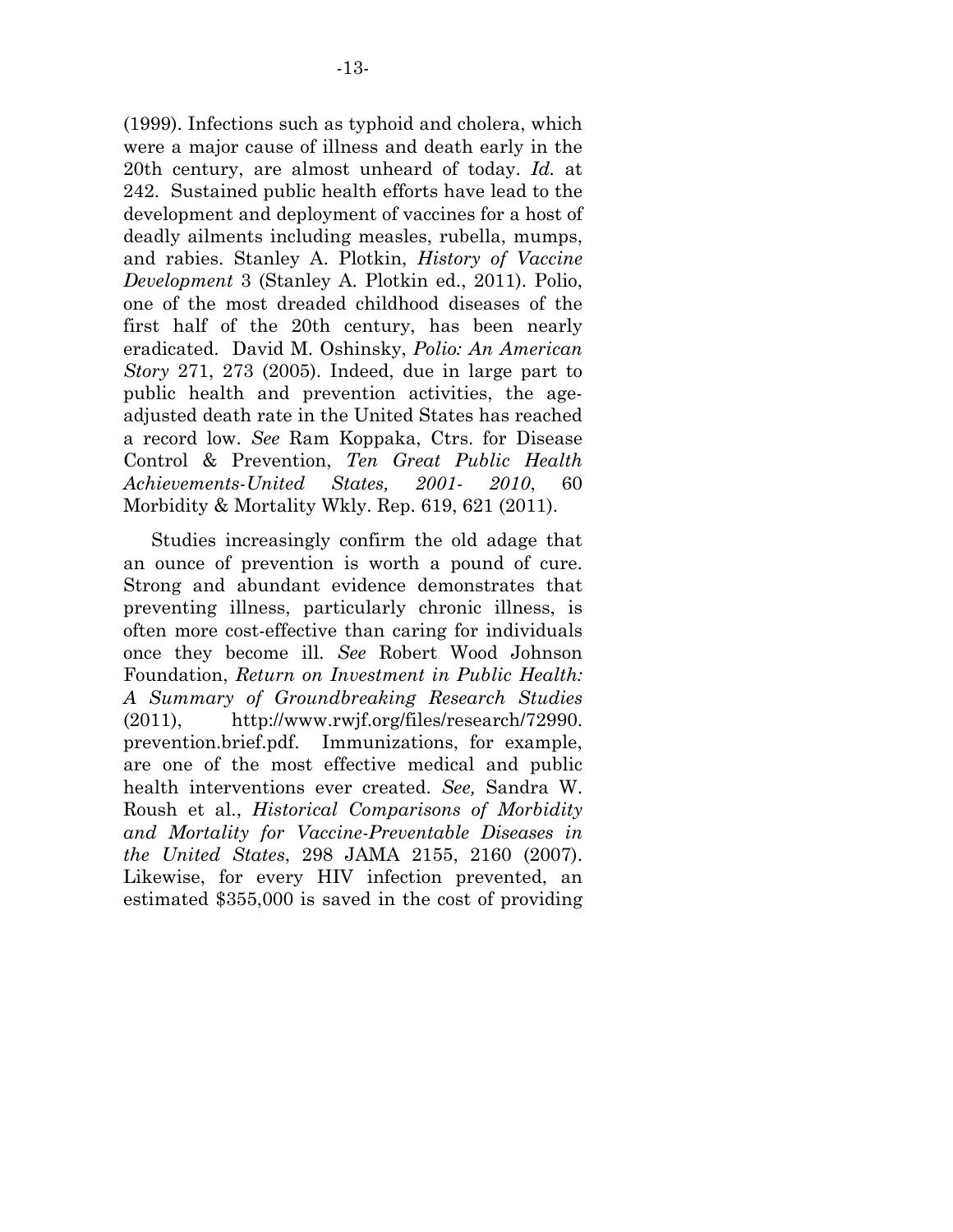(1999). Infections such as typhoid and cholera, which were a major cause of illness and death early in the 20th century, are almost unheard of today. *Id.* at 242. Sustained public health efforts have lead to the development and deployment of vaccines for a host of deadly ailments including measles, rubella, mumps, and rabies. Stanley A. Plotkin, *History of Vaccine Development* 3 (Stanley A. Plotkin ed., 2011). Polio, one of the most dreaded childhood diseases of the first half of the 20th century, has been nearly eradicated. David M. Oshinsky, *Polio: An American Story* 271, 273 (2005). Indeed, due in large part to public health and prevention activities, the age-adjusted death rate in the United States has reached a record low. *See* Ram Koppaka, Ctrs. for Disease Control & Prevention, *Ten Great Public Health Achievements-United States, 2001- 2010*, 60 Morbidity & Mortality Wkly. Rep. 619, 621 (2011).

Studies increasingly confirm the old adage that an ounce of prevention is worth a pound of cure. Strong and abundant evidence demonstrates that preventing illness, particularly chronic illness, is often more cost-effective than caring for individuals once they become ill. *See* Robert Wood Johnson Foundation, *Return on Investment in Public Health: A Summary of Groundbreaking Research Studies* (2011), http://www.rwjf.org/files/research/72990.prevention.brief.pdf. Immunizations, for example, are one of the most effective medical and public health interventions ever created. *See,* Sandra W. Roush et al., *Historical Comparisons of Morbidity and Mortality for Vaccine-Preventable Diseases in the United States*, 298 JAMA 2155, 2160 (2007). Likewise, for every HIV infection prevented, an estimated $355,000 is saved in the cost of providing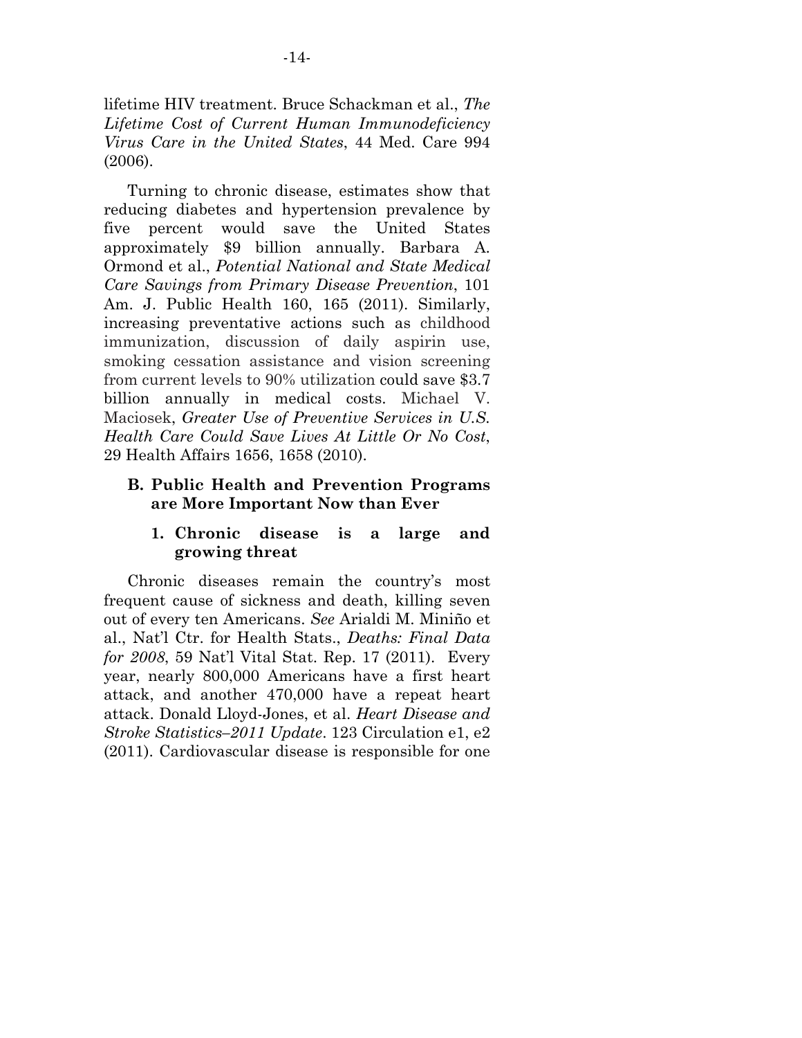lifetime HIV treatment. Bruce Schackman et al., *The Lifetime Cost of Current Human Immunodeficiency Virus Care in the United States*, 44 Med. Care 994 (2006).

Turning to chronic disease, estimates show that reducing diabetes and hypertension prevalence by five percent would save the United States approximately $9 billion annually. Barbara A. Ormond et al., *Potential National and State Medical Care Savings from Primary Disease Prevention*, 101 Am. J. Public Health 160, 165 (2011). Similarly, increasing preventative actions such as childhood immunization, discussion of daily aspirin use, smoking cessation assistance and vision screening from current levels to 90% utilization could save $3.7 billion annually in medical costs. Michael V. Maciosek, *Greater Use of Preventive Services in U.S. Health Care Could Save Lives At Little Or No Cost*, 29 Health Affairs 1656, 1658 (2010).

### B. Public Health and Prevention Programs are More Important Now than Ever

#### 1. Chronic disease is a large and growing threat

Chronic diseases remain the country's most frequent cause of sickness and death, killing seven out of every ten Americans. *See* Arialdi M. Miniño et al., Nat'l Ctr. for Health Stats., *Deaths: Final Data for 2008*, 59 Nat'l Vital Stat. Rep. 17 (2011). Every year, nearly 800,000 Americans have a first heart attack, and another 470,000 have a repeat heart attack. Donald Lloyd-Jones, et al. *Heart Disease and Stroke Statistics–2011 Update*. 123 Circulation e1, e2 (2011). Cardiovascular disease is responsible for one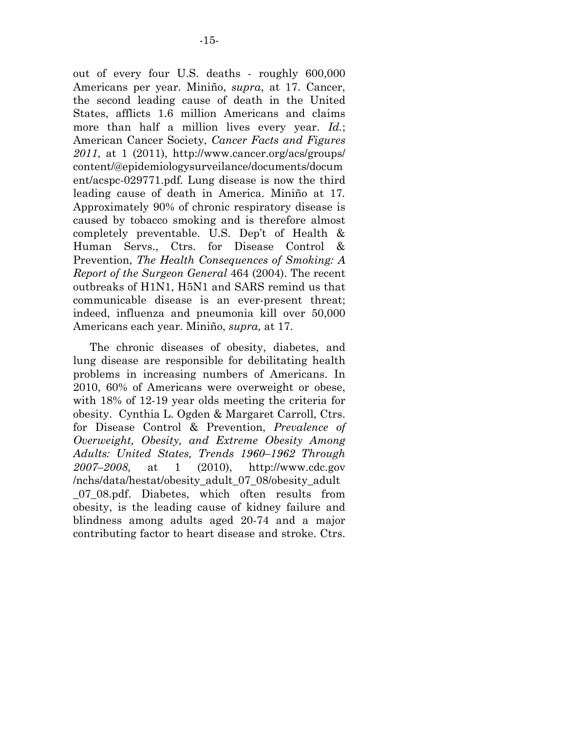out of every four U.S. deaths - roughly 600,000 Americans per year. Miniño, *supra*, at 17. Cancer, the second leading cause of death in the United States, afflicts 1.6 million Americans and claims more than half a million lives every year. *Id.*; American Cancer Society, *Cancer Facts and Figures 2011*, at 1 (2011), http://www.cancer.org/acs/groups/content/@epidemiologysurveilance/documents/document/acspc-029771.pdf. Lung disease is now the third leading cause of death in America. Miniño at 17. Approximately 90% of chronic respiratory disease is caused by tobacco smoking and is therefore almost completely preventable. U.S. Dep't of Health & Human Servs., Ctrs. for Disease Control & Prevention, *The Health Consequences of Smoking: A Report of the Surgeon General* 464 (2004). The recent outbreaks of H1N1, H5N1 and SARS remind us that communicable disease is an ever-present threat; indeed, influenza and pneumonia kill over 50,000 Americans each year. Miniño, *supra,* at 17.

The chronic diseases of obesity, diabetes, and lung disease are responsible for debilitating health problems in increasing numbers of Americans. In 2010, 60% of Americans were overweight or obese, with 18% of 12-19 year olds meeting the criteria for obesity. Cynthia L. Ogden & Margaret Carroll, Ctrs. for Disease Control & Prevention, *Prevalence of Overweight, Obesity, and Extreme Obesity Among Adults: United States, Trends 1960–1962 Through 2007–2008,* at 1 (2010), http://www.cdc.gov/nchs/data/hestat/obesity_adult_07_08/obesity_adult_07_08.pdf. Diabetes, which often results from obesity, is the leading cause of kidney failure and blindness among adults aged 20-74 and a major contributing factor to heart disease and stroke. Ctrs.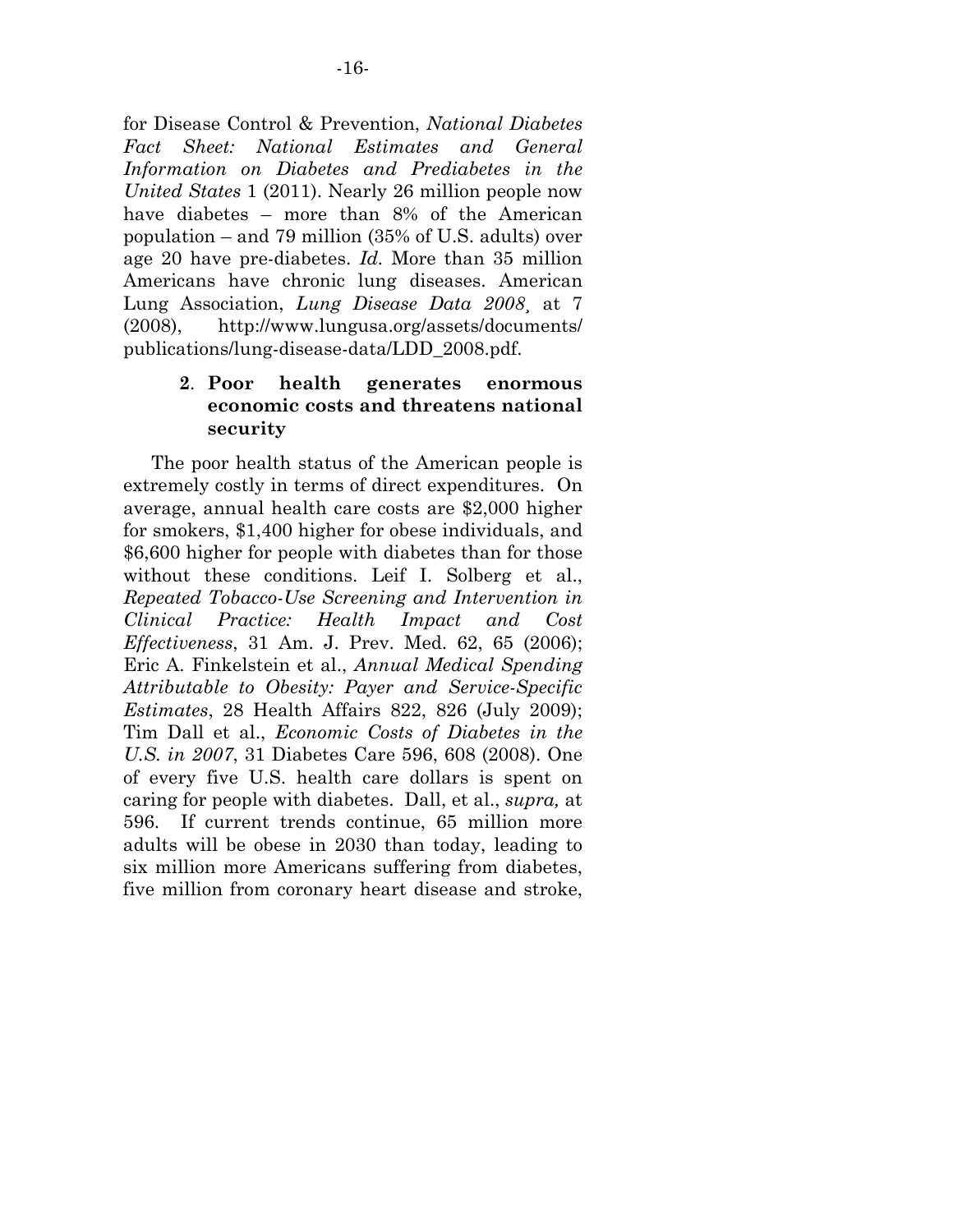for Disease Control & Prevention, *National Diabetes Fact Sheet: National Estimates and General Information on Diabetes and Prediabetes in the United States* 1 (2011). Nearly 26 million people now have diabetes – more than 8% of the American population – and 79 million (35% of U.S. adults) over age 20 have pre-diabetes. *Id.* More than 35 million Americans have chronic lung diseases. American Lung Association, *Lung Disease Data 2008*, at 7 (2008), http://www.lungusa.org/assets/documents/publications/lung-disease-data/LDD_2008.pdf.

### 2. Poor health generates enormous economic costs and threatens national security

The poor health status of the American people is extremely costly in terms of direct expenditures. On average, annual health care costs are $2,000 higher for smokers, $1,400 higher for obese individuals, and $6,600 higher for people with diabetes than for those without these conditions. Leif I. Solberg et al., *Repeated Tobacco-Use Screening and Intervention in Clinical Practice: Health Impact and Cost Effectiveness*, 31 Am. J. Prev. Med. 62, 65 (2006); Eric A. Finkelstein et al., *Annual Medical Spending Attributable to Obesity: Payer and Service-Specific Estimates*, 28 Health Affairs 822, 826 (July 2009); Tim Dall et al., *Economic Costs of Diabetes in the U.S. in 2007*, 31 Diabetes Care 596, 608 (2008). One of every five U.S. health care dollars is spent on caring for people with diabetes. Dall, et al., *supra,* at 596. If current trends continue, 65 million more adults will be obese in 2030 than today, leading to six million more Americans suffering from diabetes, five million from coronary heart disease and stroke,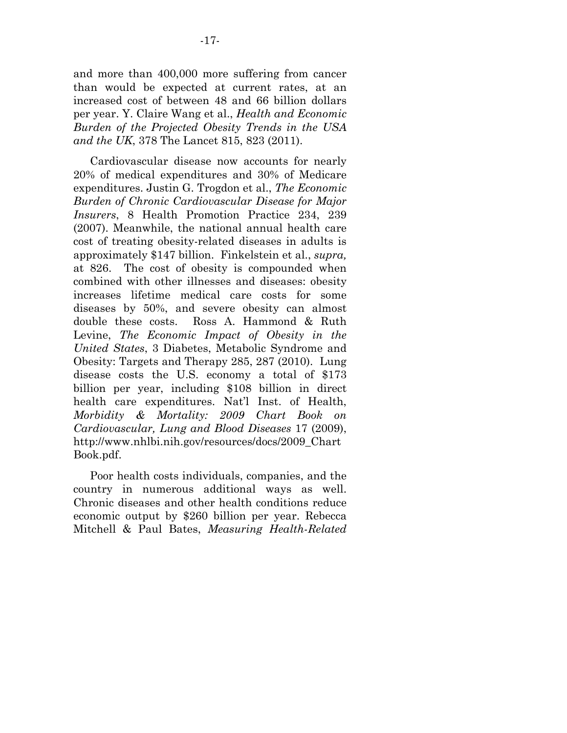and more than 400,000 more suffering from cancer than would be expected at current rates, at an increased cost of between 48 and 66 billion dollars per year. Y. Claire Wang et al., *Health and Economic Burden of the Projected Obesity Trends in the USA and the UK*, 378 The Lancet 815, 823 (2011).

Cardiovascular disease now accounts for nearly 20% of medical expenditures and 30% of Medicare expenditures. Justin G. Trogdon et al., *The Economic Burden of Chronic Cardiovascular Disease for Major Insurers*, 8 Health Promotion Practice 234, 239 (2007). Meanwhile, the national annual health care cost of treating obesity-related diseases in adults is approximately $147 billion. Finkelstein et al., *supra,* at 826. The cost of obesity is compounded when combined with other illnesses and diseases: obesity increases lifetime medical care costs for some diseases by 50%, and severe obesity can almost double these costs. Ross A. Hammond & Ruth Levine, *The Economic Impact of Obesity in the United States*, 3 Diabetes, Metabolic Syndrome and Obesity: Targets and Therapy 285, 287 (2010). Lung disease costs the U.S. economy a total of $173 billion per year, including $108 billion in direct health care expenditures. Nat'l Inst. of Health, *Morbidity & Mortality: 2009 Chart Book on Cardiovascular, Lung and Blood Diseases* 17 (2009), http://www.nhlbi.nih.gov/resources/docs/2009_ChartBook.pdf.

Poor health costs individuals, companies, and the country in numerous additional ways as well. Chronic diseases and other health conditions reduce economic output by $260 billion per year. Rebecca Mitchell & Paul Bates, *Measuring Health-Related*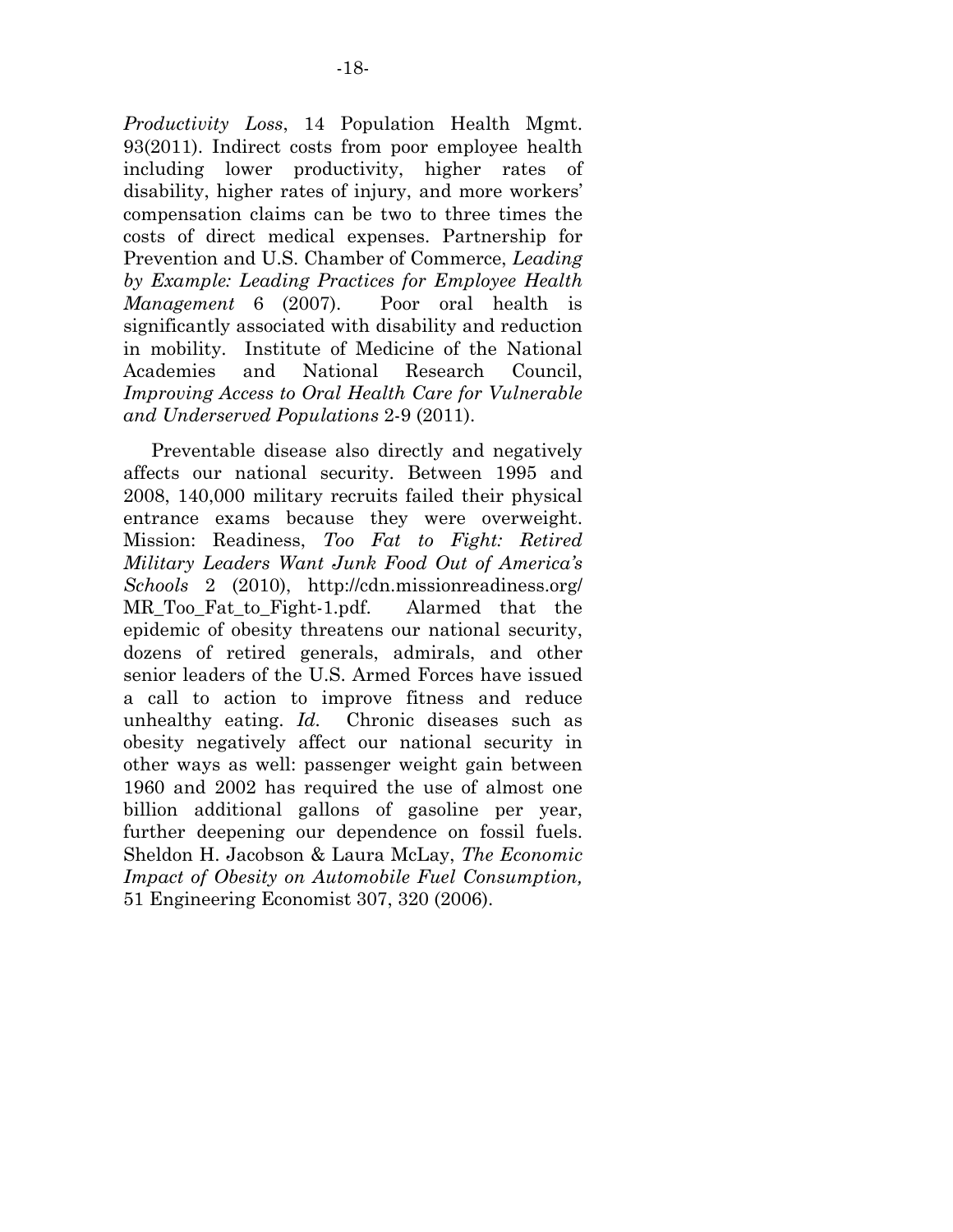*Productivity Loss*, 14 Population Health Mgmt. 93(2011). Indirect costs from poor employee health including lower productivity, higher rates of disability, higher rates of injury, and more workers' compensation claims can be two to three times the costs of direct medical expenses. Partnership for Prevention and U.S. Chamber of Commerce, *Leading by Example: Leading Practices for Employee Health Management* 6 (2007). Poor oral health is significantly associated with disability and reduction in mobility. Institute of Medicine of the National Academies and National Research Council, *Improving Access to Oral Health Care for Vulnerable and Underserved Populations* 2-9 (2011).

Preventable disease also directly and negatively affects our national security. Between 1995 and 2008, 140,000 military recruits failed their physical entrance exams because they were overweight. Mission: Readiness, *Too Fat to Fight: Retired Military Leaders Want Junk Food Out of America's Schools* 2 (2010), http://cdn.missionreadiness.org/MR_Too_Fat_to_Fight-1.pdf. Alarmed that the epidemic of obesity threatens our national security, dozens of retired generals, admirals, and other senior leaders of the U.S. Armed Forces have issued a call to action to improve fitness and reduce unhealthy eating. *Id.* Chronic diseases such as obesity negatively affect our national security in other ways as well: passenger weight gain between 1960 and 2002 has required the use of almost one billion additional gallons of gasoline per year, further deepening our dependence on fossil fuels. Sheldon H. Jacobson & Laura McLay, *The Economic Impact of Obesity on Automobile Fuel Consumption,* 51 Engineering Economist 307, 320 (2006).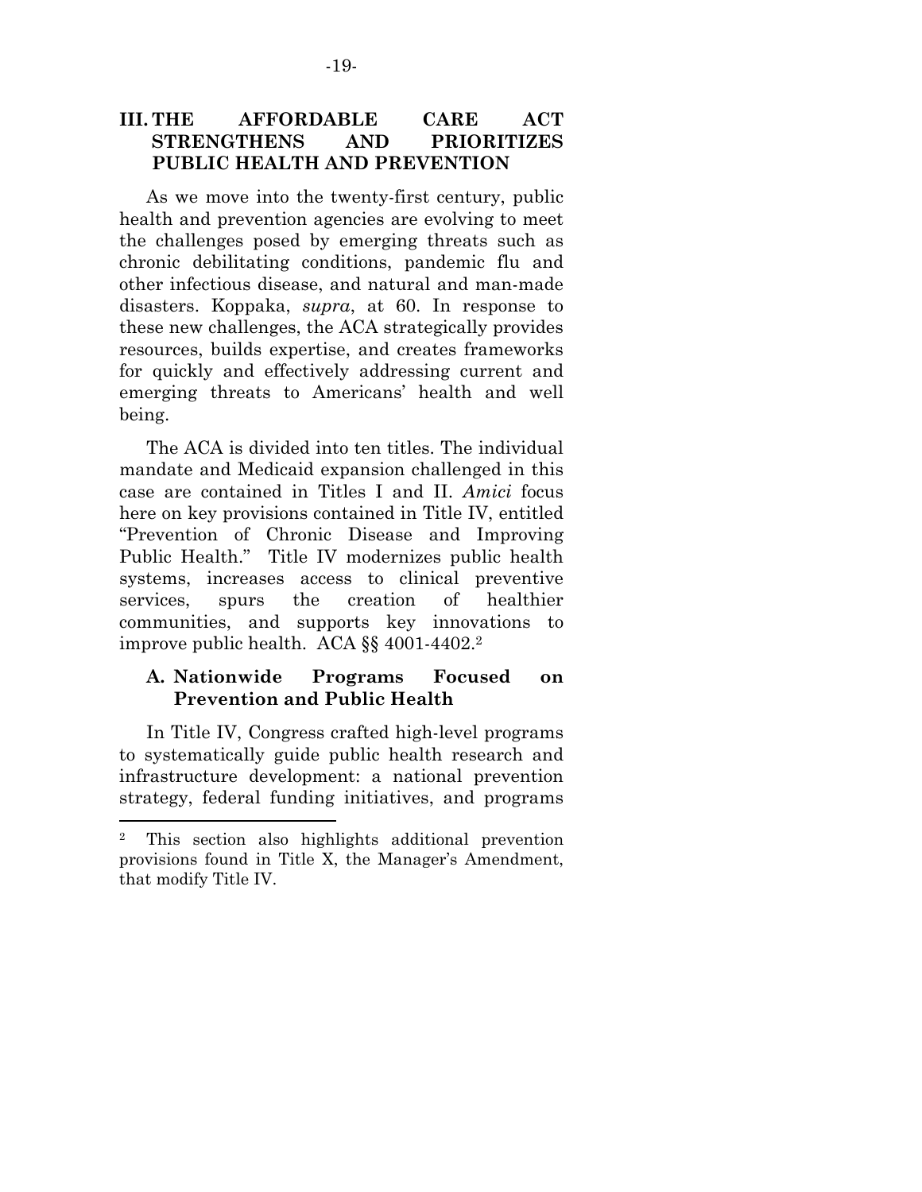## III. THE AFFORDABLE CARE ACT STRENGTHENS AND PRIORITIZES PUBLIC HEALTH AND PREVENTION

As we move into the twenty-first century, public health and prevention agencies are evolving to meet the challenges posed by emerging threats such as chronic debilitating conditions, pandemic flu and other infectious disease, and natural and man-made disasters. Koppaka, *supra*, at 60. In response to these new challenges, the ACA strategically provides resources, builds expertise, and creates frameworks for quickly and effectively addressing current and emerging threats to Americans' health and well being.

The ACA is divided into ten titles. The individual mandate and Medicaid expansion challenged in this case are contained in Titles I and II. *Amici* focus here on key provisions contained in Title IV, entitled "Prevention of Chronic Disease and Improving Public Health." Title IV modernizes public health systems, increases access to clinical preventive services, spurs the creation of healthier communities, and supports key innovations to improve public health. ACA §§ 4001-4402.[2]

### A. Nationwide Programs Focused on Prevention and Public Health

In Title IV, Congress crafted high-level programs to systematically guide public health research and infrastructure development: a national prevention strategy, federal funding initiatives, and programs

[2] This section also highlights additional prevention provisions found in Title X, the Manager's Amendment, that modify Title IV.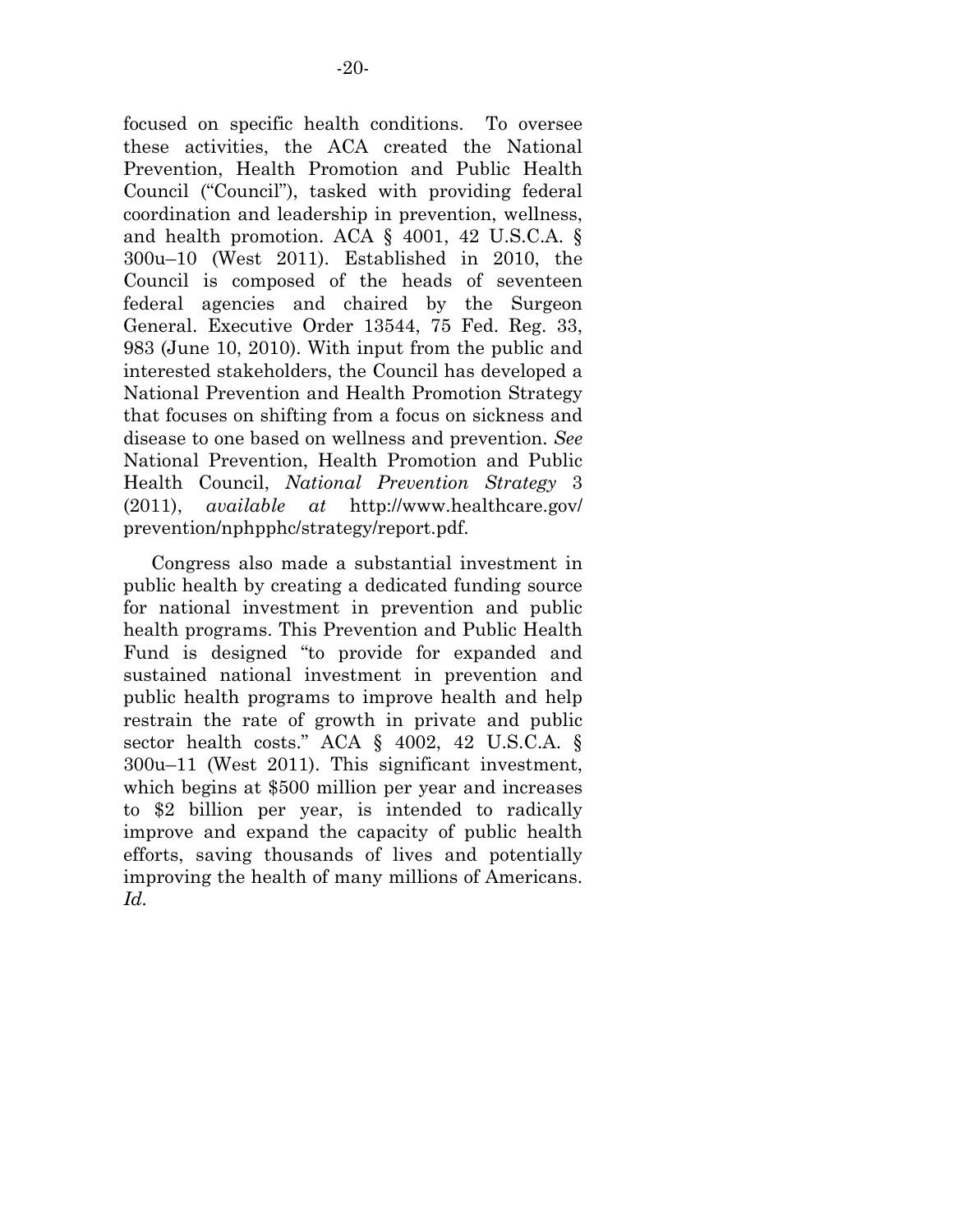focused on specific health conditions. To oversee these activities, the ACA created the National Prevention, Health Promotion and Public Health Council ("Council"), tasked with providing federal coordination and leadership in prevention, wellness, and health promotion. ACA § 4001, 42 U.S.C.A. § 300u–10 (West 2011). Established in 2010, the Council is composed of the heads of seventeen federal agencies and chaired by the Surgeon General. Executive Order 13544, 75 Fed. Reg. 33, 983 (June 10, 2010). With input from the public and interested stakeholders, the Council has developed a National Prevention and Health Promotion Strategy that focuses on shifting from a focus on sickness and disease to one based on wellness and prevention. *See* National Prevention, Health Promotion and Public Health Council, *National Prevention Strategy* 3 (2011), *available at* http://www.healthcare.gov/prevention/nphpphc/strategy/report.pdf.

Congress also made a substantial investment in public health by creating a dedicated funding source for national investment in prevention and public health programs. This Prevention and Public Health Fund is designed "to provide for expanded and sustained national investment in prevention and public health programs to improve health and help restrain the rate of growth in private and public sector health costs." ACA § 4002, 42 U.S.C.A. § 300u–11 (West 2011). This significant investment, which begins at $500 million per year and increases to $2 billion per year, is intended to radically improve and expand the capacity of public health efforts, saving thousands of lives and potentially improving the health of many millions of Americans. *Id.*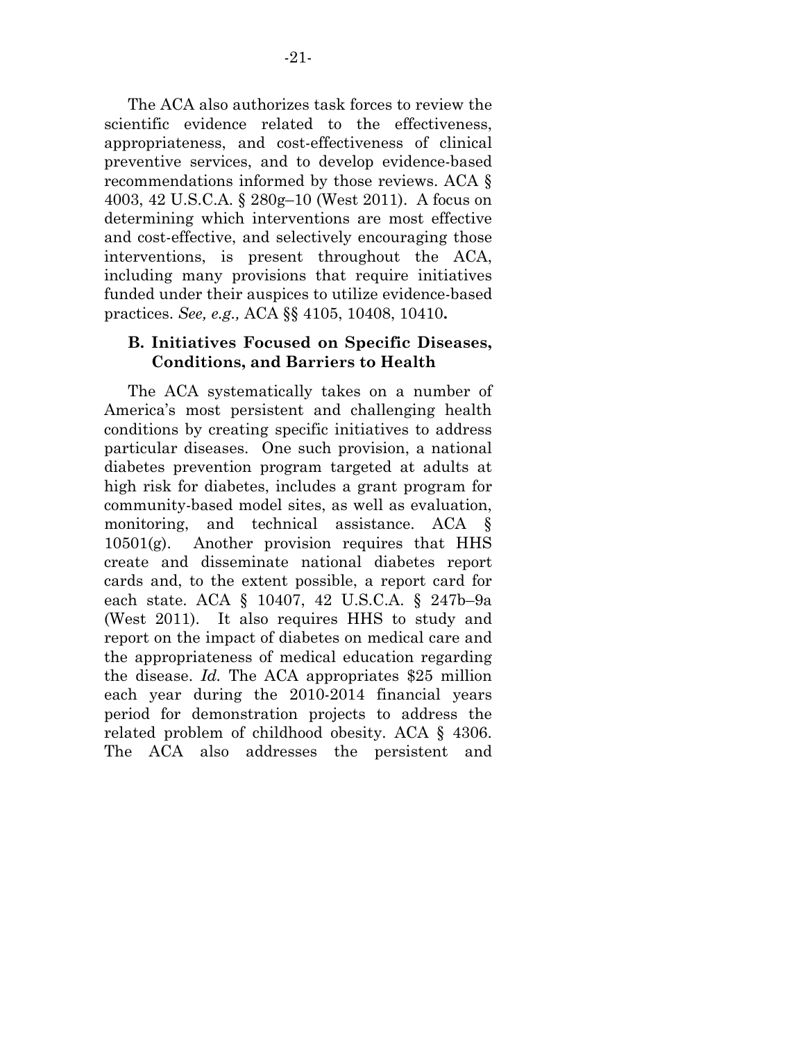The ACA also authorizes task forces to review the scientific evidence related to the effectiveness, appropriateness, and cost-effectiveness of clinical preventive services, and to develop evidence-based recommendations informed by those reviews. ACA § 4003, 42 U.S.C.A. § 280g–10 (West 2011). A focus on determining which interventions are most effective and cost-effective, and selectively encouraging those interventions, is present throughout the ACA, including many provisions that require initiatives funded under their auspices to utilize evidence-based practices. *See, e.g.,* ACA §§ 4105, 10408, 10410**.**

### B. Initiatives Focused on Specific Diseases, Conditions, and Barriers to Health

The ACA systematically takes on a number of America's most persistent and challenging health conditions by creating specific initiatives to address particular diseases. One such provision, a national diabetes prevention program targeted at adults at high risk for diabetes, includes a grant program for community-based model sites, as well as evaluation, monitoring, and technical assistance. ACA § 10501(g). Another provision requires that HHS create and disseminate national diabetes report cards and, to the extent possible, a report card for each state. ACA § 10407, 42 U.S.C.A. § 247b–9a (West 2011). It also requires HHS to study and report on the impact of diabetes on medical care and the appropriateness of medical education regarding the disease. *Id.* The ACA appropriates $25 million each year during the 2010-2014 financial years period for demonstration projects to address the related problem of childhood obesity. ACA § 4306. The ACA also addresses the persistent and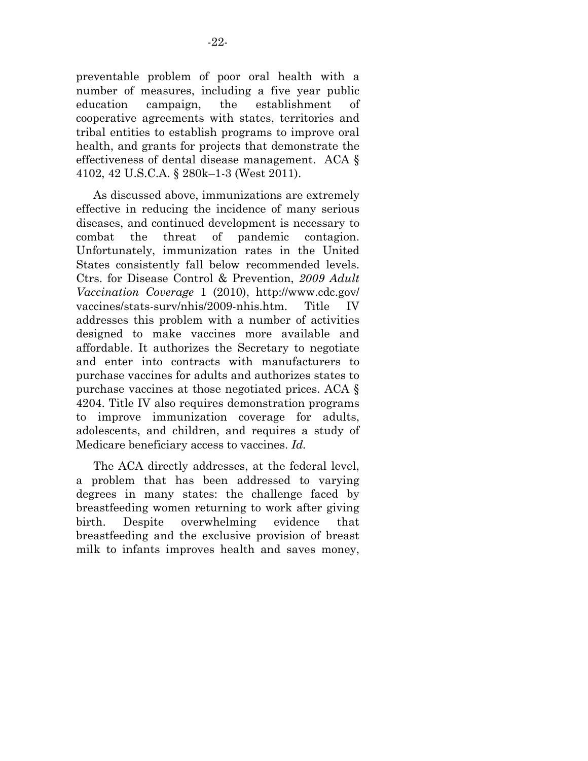preventable problem of poor oral health with a number of measures, including a five year public education campaign, the establishment of cooperative agreements with states, territories and tribal entities to establish programs to improve oral health, and grants for projects that demonstrate the effectiveness of dental disease management. ACA § 4102, 42 U.S.C.A. § 280k–1-3 (West 2011).

As discussed above, immunizations are extremely effective in reducing the incidence of many serious diseases, and continued development is necessary to combat the threat of pandemic contagion. Unfortunately, immunization rates in the United States consistently fall below recommended levels. Ctrs. for Disease Control & Prevention, *2009 Adult Vaccination Coverage* 1 (2010), http://www.cdc.gov/vaccines/stats-surv/nhis/2009-nhis.htm. Title IV addresses this problem with a number of activities designed to make vaccines more available and affordable. It authorizes the Secretary to negotiate and enter into contracts with manufacturers to purchase vaccines for adults and authorizes states to purchase vaccines at those negotiated prices. ACA § 4204. Title IV also requires demonstration programs to improve immunization coverage for adults, adolescents, and children, and requires a study of Medicare beneficiary access to vaccines. *Id.*

The ACA directly addresses, at the federal level, a problem that has been addressed to varying degrees in many states: the challenge faced by breastfeeding women returning to work after giving birth. Despite overwhelming evidence that breastfeeding and the exclusive provision of breast milk to infants improves health and saves money,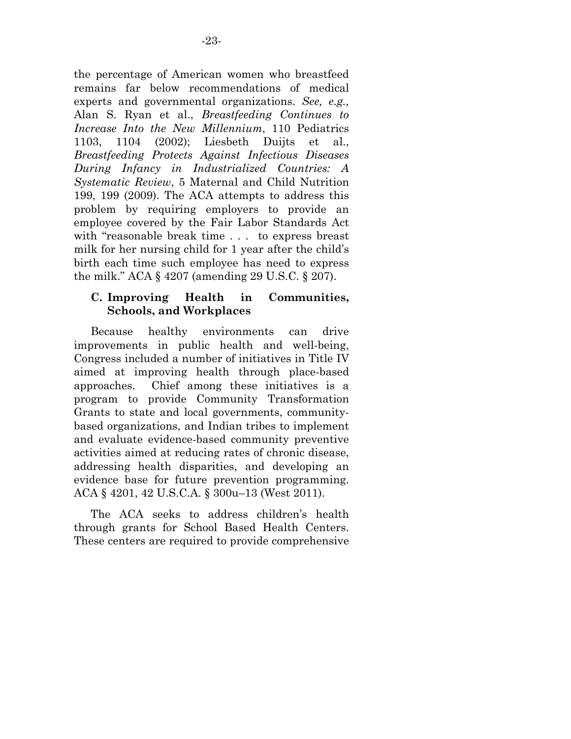the percentage of American women who breastfeed remains far below recommendations of medical experts and governmental organizations. *See, e.g.,* Alan S. Ryan et al., *Breastfeeding Continues to Increase Into the New Millennium*, 110 Pediatrics 1103, 1104 (2002); Liesbeth Duijts et al., *Breastfeeding Protects Against Infectious Diseases During Infancy in Industrialized Countries: A Systematic Review*, 5 Maternal and Child Nutrition 199, 199 (2009). The ACA attempts to address this problem by requiring employers to provide an employee covered by the Fair Labor Standards Act with "reasonable break time . . . to express breast milk for her nursing child for 1 year after the child's birth each time such employee has need to express the milk." ACA § 4207 (amending 29 U.S.C. § 207).

### C. Improving Health in Communities, Schools, and Workplaces

Because healthy environments can drive improvements in public health and well-being, Congress included a number of initiatives in Title IV aimed at improving health through place-based approaches. Chief among these initiatives is a program to provide Community Transformation Grants to state and local governments, community-based organizations, and Indian tribes to implement and evaluate evidence-based community preventive activities aimed at reducing rates of chronic disease, addressing health disparities, and developing an evidence base for future prevention programming. ACA § 4201, 42 U.S.C.A. § 300u–13 (West 2011).

The ACA seeks to address children's health through grants for School Based Health Centers. These centers are required to provide comprehensive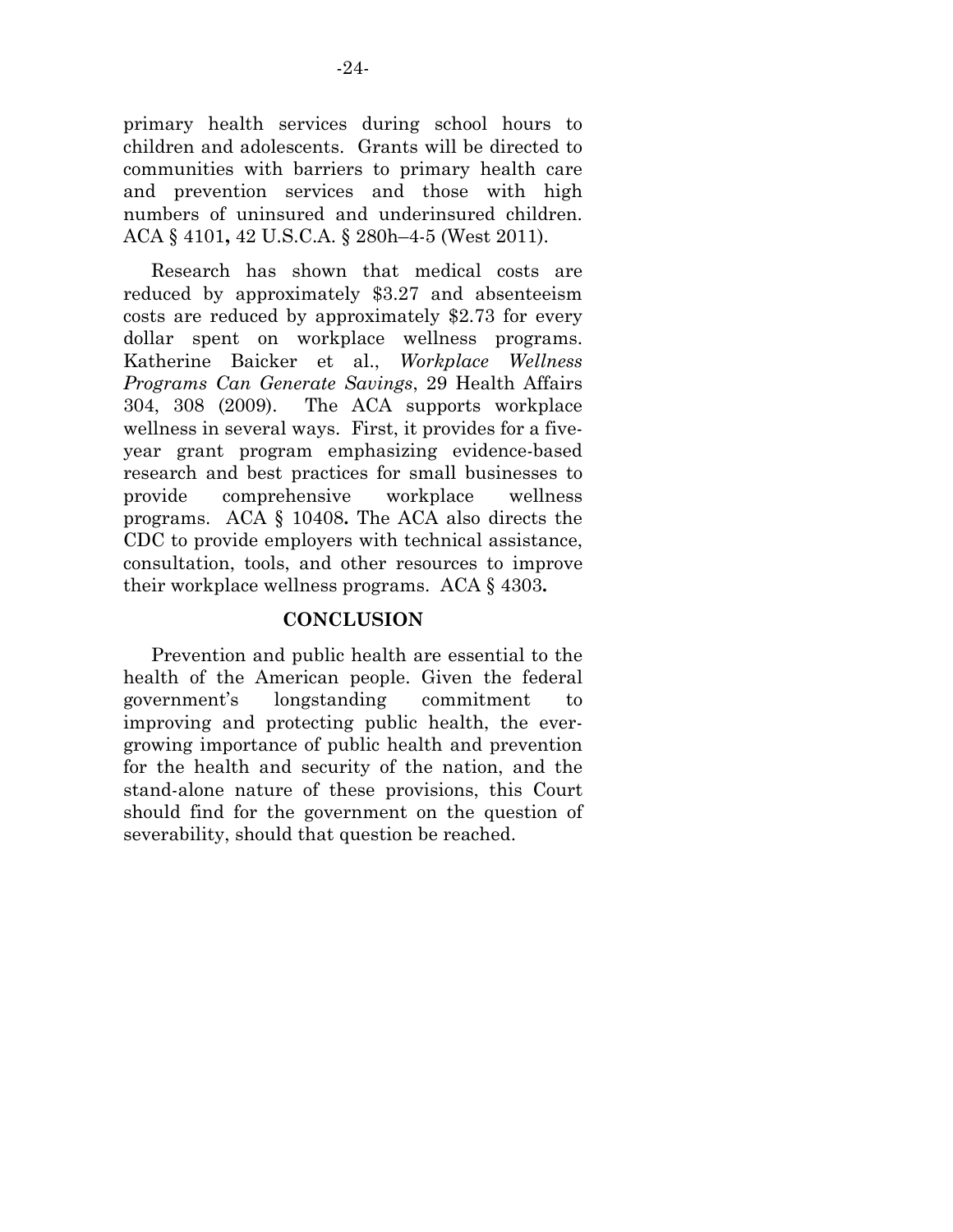primary health services during school hours to children and adolescents. Grants will be directed to communities with barriers to primary health care and prevention services and those with high numbers of uninsured and underinsured children. ACA § 4101**,** 42 U.S.C.A. § 280h–4-5 (West 2011).

Research has shown that medical costs are reduced by approximately $3.27 and absenteeism costs are reduced by approximately $2.73 for every dollar spent on workplace wellness programs. Katherine Baicker et al., *Workplace Wellness Programs Can Generate Savings*, 29 Health Affairs 304, 308 (2009). The ACA supports workplace wellness in several ways. First, it provides for a five-year grant program emphasizing evidence-based research and best practices for small businesses to provide comprehensive workplace wellness programs. ACA § 10408**.** The ACA also directs the CDC to provide employers with technical assistance, consultation, tools, and other resources to improve their workplace wellness programs. ACA § 4303**.**

## CONCLUSION

Prevention and public health are essential to the health of the American people. Given the federal government's longstanding commitment to improving and protecting public health, the ever-growing importance of public health and prevention for the health and security of the nation, and the stand-alone nature of these provisions, this Court should find for the government on the question of severability, should that question be reached.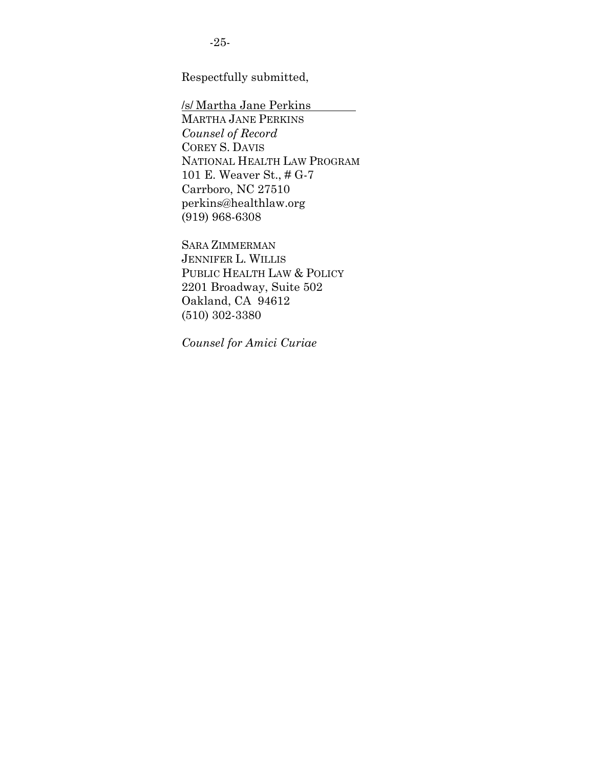Respectfully submitted,

/s/ Martha Jane Perkins
MARTHA JANE PERKINS
*Counsel of Record*
COREY S. DAVIS
NATIONAL HEALTH LAW PROGRAM
101 E. Weaver St., # G-7
Carrboro, NC 27510
perkins@healthlaw.org
(919) 968-6308

SARA ZIMMERMAN
JENNIFER L. WILLIS
PUBLIC HEALTH LAW & POLICY
2201 Broadway, Suite 502
Oakland, CA 94612
(510) 302-3380

*Counsel for Amici Curiae*